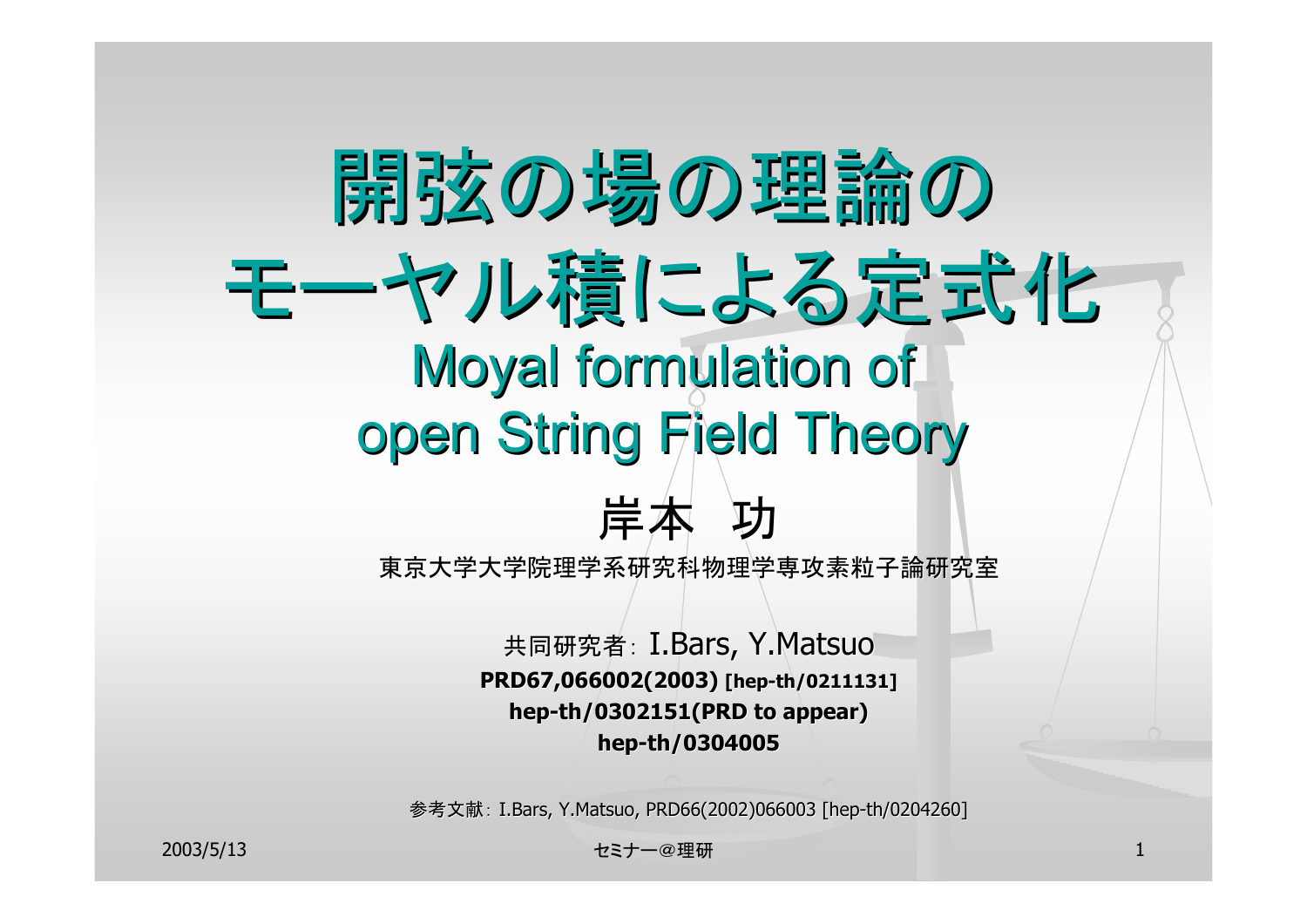# 開弦の場の理論のモーヤル積による定式化

## Moyal formulation of open String Field Theory

岸本 功

東京大学大学院理学系研究科物理学専攻素粒子論研究室

共同研究者：I.Bars, Y.Matsuo

**PRD67,066002(2003) [hep-th/0211131]**

**hep-th/0302151(PRD to appear)**

**hep-th/0304005**

参考文献：I.Bars, Y.Matsuo, PRD66(2002)066003 [hep-th/0204260]

2003/5/13

セミナー＠理研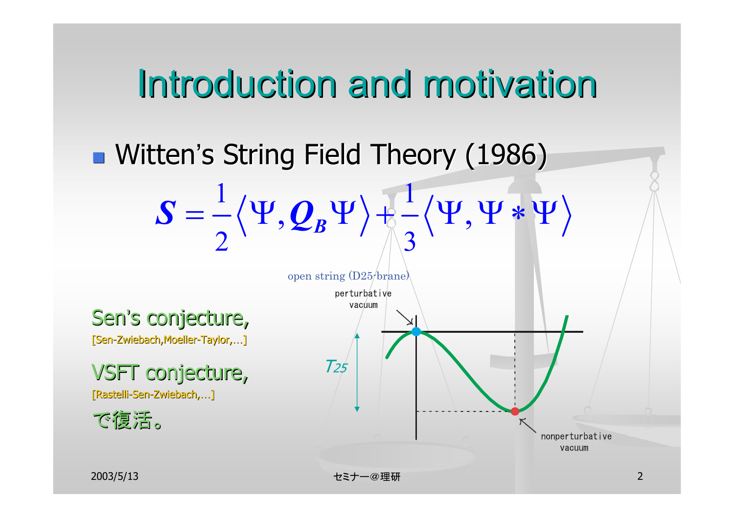# Introduction and motivation

- Witten's String Field Theory (1986)

$$S = \frac{1}{2}\langle \Psi, Q_B \Psi \rangle + \frac{1}{3}\langle \Psi, \Psi * \Psi \rangle$$

open string (D25-brane)

perturbative vacuum

$T_{25}$

nonperturbative vacuum

Sen's conjecture,
[Sen-Zwiebach,Moeller-Taylor,…]

VSFT conjecture,
[Rastelli-Sen-Zwiebach,…]

で復活。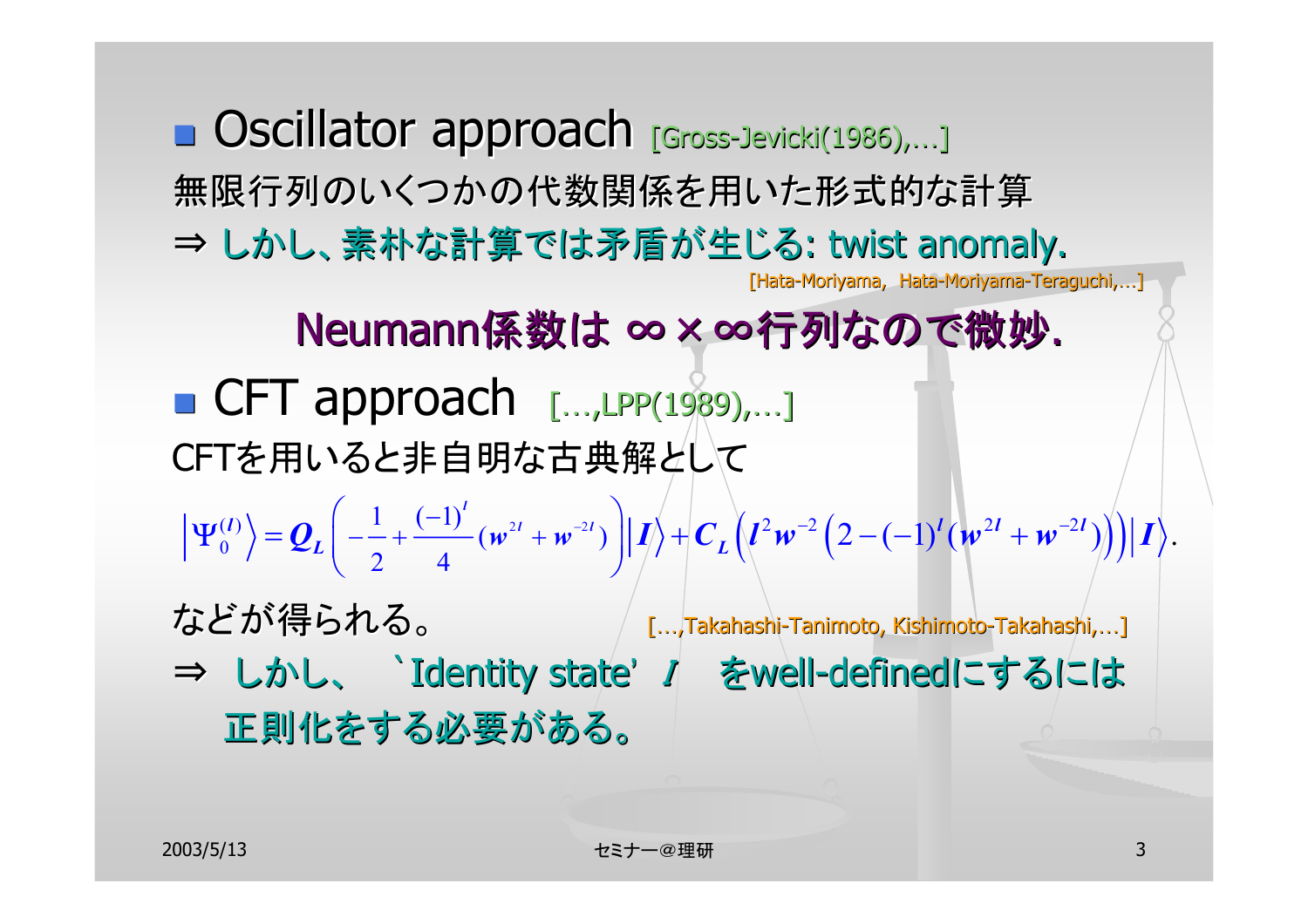- **Oscillator approach** [Gross-Jevicki(1986),…]

無限行列のいくつかの代数関係を用いた形式的な計算

⇒ しかし、素朴な計算では矛盾が生じる: twist anomaly.

[Hata-Moriyama, Hata-Moriyama-Teraguchi,…]

**Neumann係数は ∞×∞行列なので微妙.**

- **CFT approach** […,LPP(1989),…]

CFTを用いると非自明な古典解として

$$\left|\Psi_0^{(l)}\right\rangle = Q_L\left(-\frac{1}{2}+\frac{(-1)^l}{4}(w^{2l}+w^{-2l})\right)\left|I\right\rangle + C_L\left(l^2 w^{-2}\left(2-(-1)^l(w^{2l}+w^{-2l})\right)\right)\left|I\right\rangle.$$

などが得られる。 […,Takahashi-Tanimoto, Kishimoto-Takahashi,…]

⇒ しかし、 `Identity state' $I$ をwell-definedにするには正則化をする必要がある。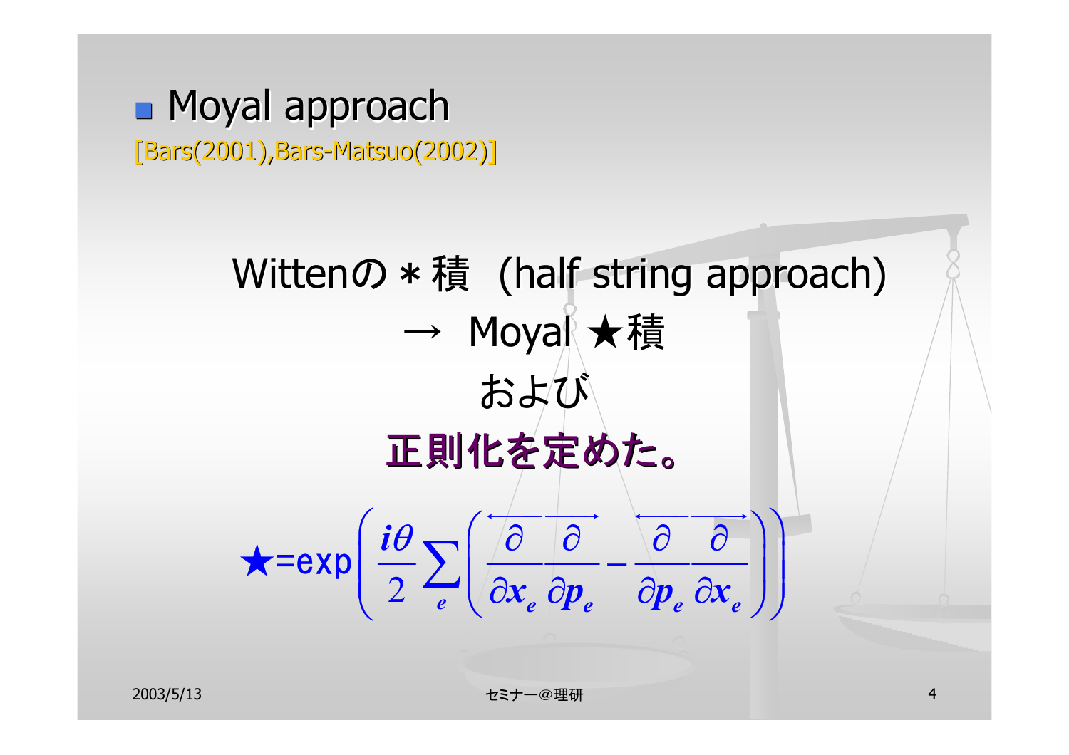- Moyal approach

[Bars(2001),Bars-Matsuo(2002)]

Wittenの＊積 (half string approach)

→ Moyal ★積

および

**正則化を定めた。**

$$\star = \exp\left(\frac{i\theta}{2}\sum_e\left(\frac{\overleftarrow{\partial}}{\partial x_e}\frac{\overrightarrow{\partial}}{\partial p_e} - \frac{\overleftarrow{\partial}}{\partial p_e}\frac{\overrightarrow{\partial}}{\partial x_e}\right)\right)$$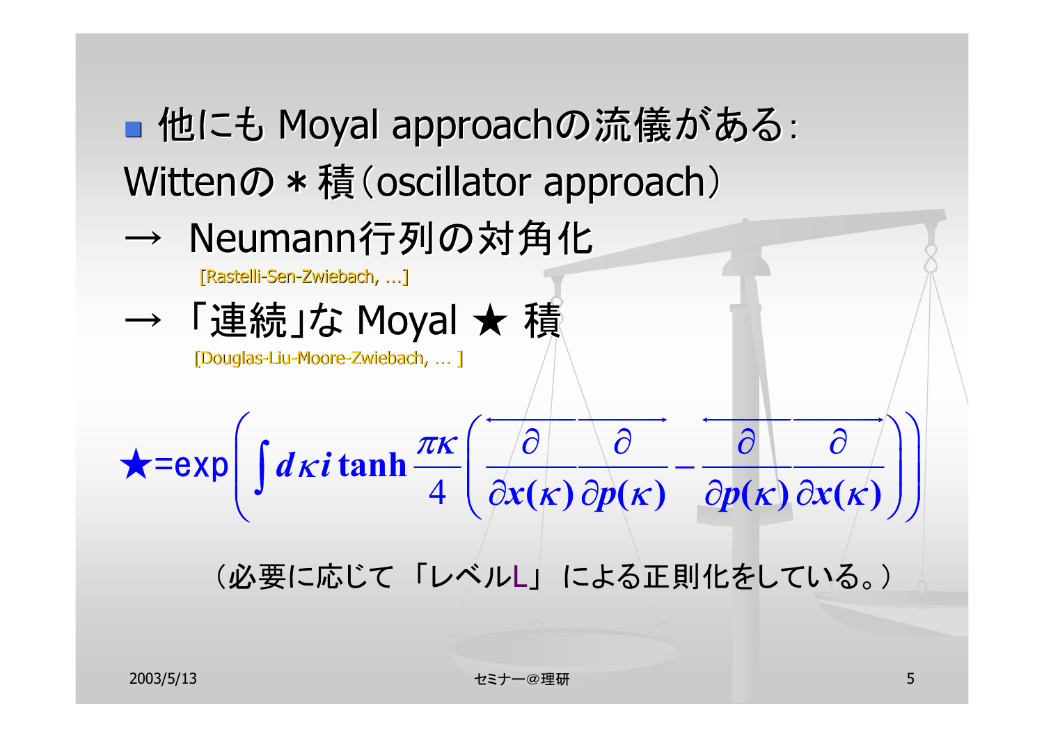- 他にも Moyal approachの流儀がある:

Wittenの ∗ 積（oscillator approach）

→ Neumann行列の対角化

[Rastelli-Sen-Zwiebach, …]

→ 「連続」な Moyal ★ 積

[Douglas-Liu-Moore-Zwiebach, … ]

$$
\bigstar=\exp\left(\int d\kappa\, i \tanh\frac{\pi\kappa}{4}\left(\frac{\overleftarrow{\partial}}{\partial x(\kappa)}\frac{\overrightarrow{\partial}}{\partial p(\kappa)}-\frac{\overleftarrow{\partial}}{\partial p(\kappa)}\frac{\overrightarrow{\partial}}{\partial x(\kappa)}\right)\right)
$$

（必要に応じて 「レベルL」 による正則化をしている。）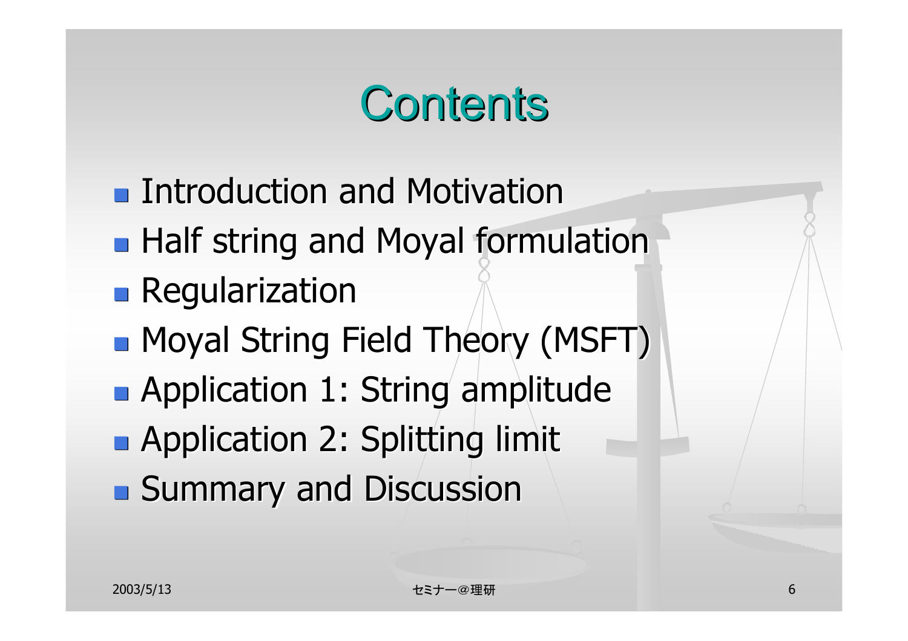# Contents

- Introduction and Motivation
- Half string and Moyal formulation
- Regularization
- Moyal String Field Theory (MSFT)
- Application 1: String amplitude
- Application 2: Splitting limit
- Summary and Discussion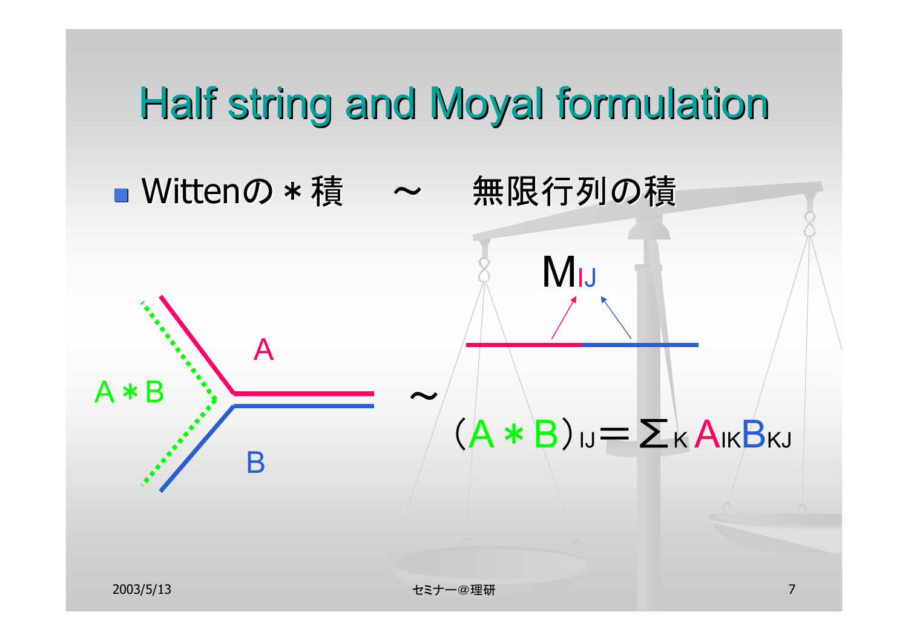# Half string and Moyal formulation

- Wittenの＊積　～　無限行列の積

A＊B

A

B

～

$M_{IJ}$

$(A * B)_{IJ} = \Sigma_K A_{IK} B_{KJ}$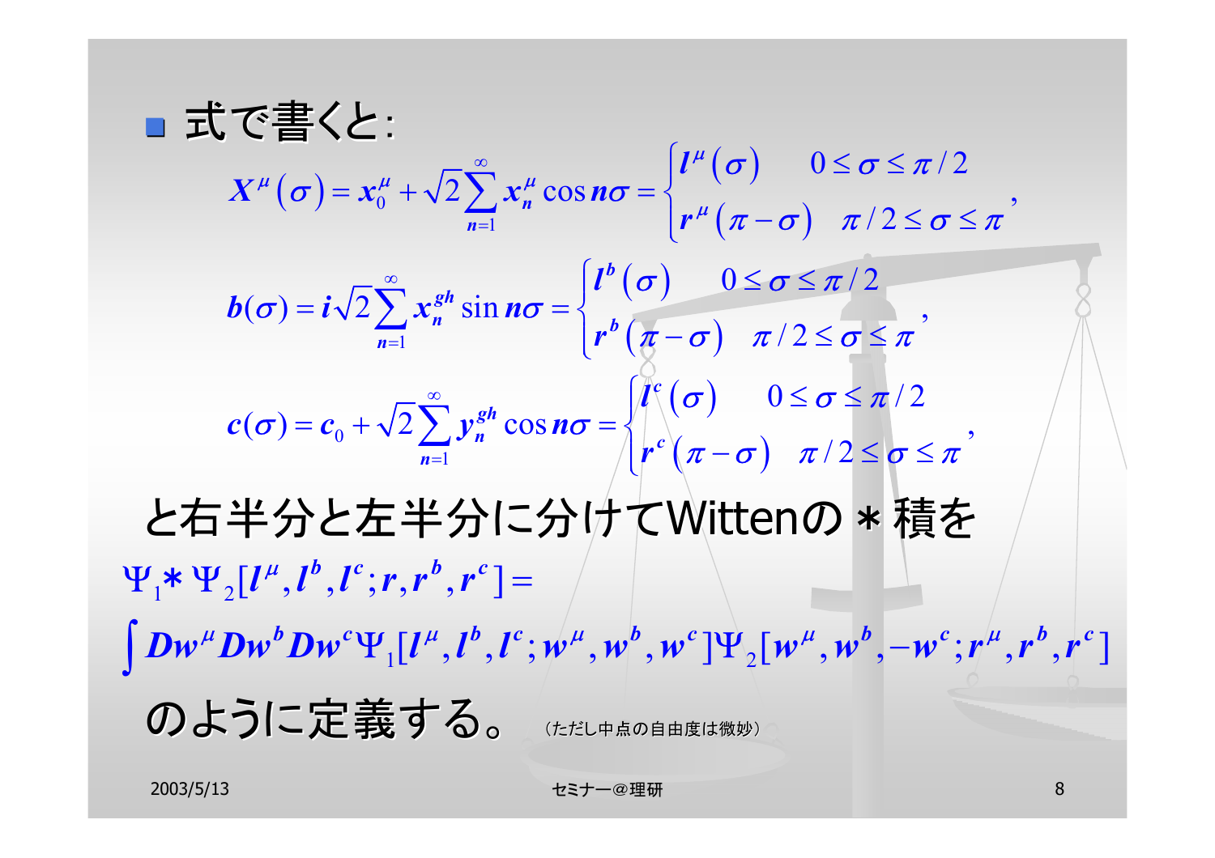- 式で書くと:

$$X^{\mu}(\sigma) = x_0^{\mu} + \sqrt{2}\sum_{n=1}^{\infty} x_n^{\mu} \cos n\sigma = \begin{cases} l^{\mu}(\sigma) & 0 \le \sigma \le \pi/2 \\ r^{\mu}(\pi - \sigma) & \pi/2 \le \sigma \le \pi \end{cases},$$

$$b(\sigma) = i\sqrt{2}\sum_{n=1}^{\infty} x_n^{gh} \sin n\sigma = \begin{cases} l^{b}(\sigma) & 0 \le \sigma \le \pi/2 \\ r^{b}(\pi - \sigma) & \pi/2 \le \sigma \le \pi \end{cases},$$

$$c(\sigma) = c_0 + \sqrt{2}\sum_{n=1}^{\infty} y_n^{gh} \cos n\sigma = \begin{cases} l^{c}(\sigma) & 0 \le \sigma \le \pi/2 \\ r^{c}(\pi - \sigma) & \pi/2 \le \sigma \le \pi \end{cases},$$

と右半分と左半分に分けてWittenの * 積を

$$\Psi_1 * \Psi_2[l^{\mu}, l^b, l^c; r, r^b, r^c] =$$

$$\int Dw^{\mu} Dw^b Dw^c \Psi_1[l^{\mu}, l^b, l^c; w^{\mu}, w^b, w^c] \Psi_2[w^{\mu}, w^b, -w^c; r^{\mu}, r^b, r^c]$$

のように定義する。 （ただし中点の自由度は微妙）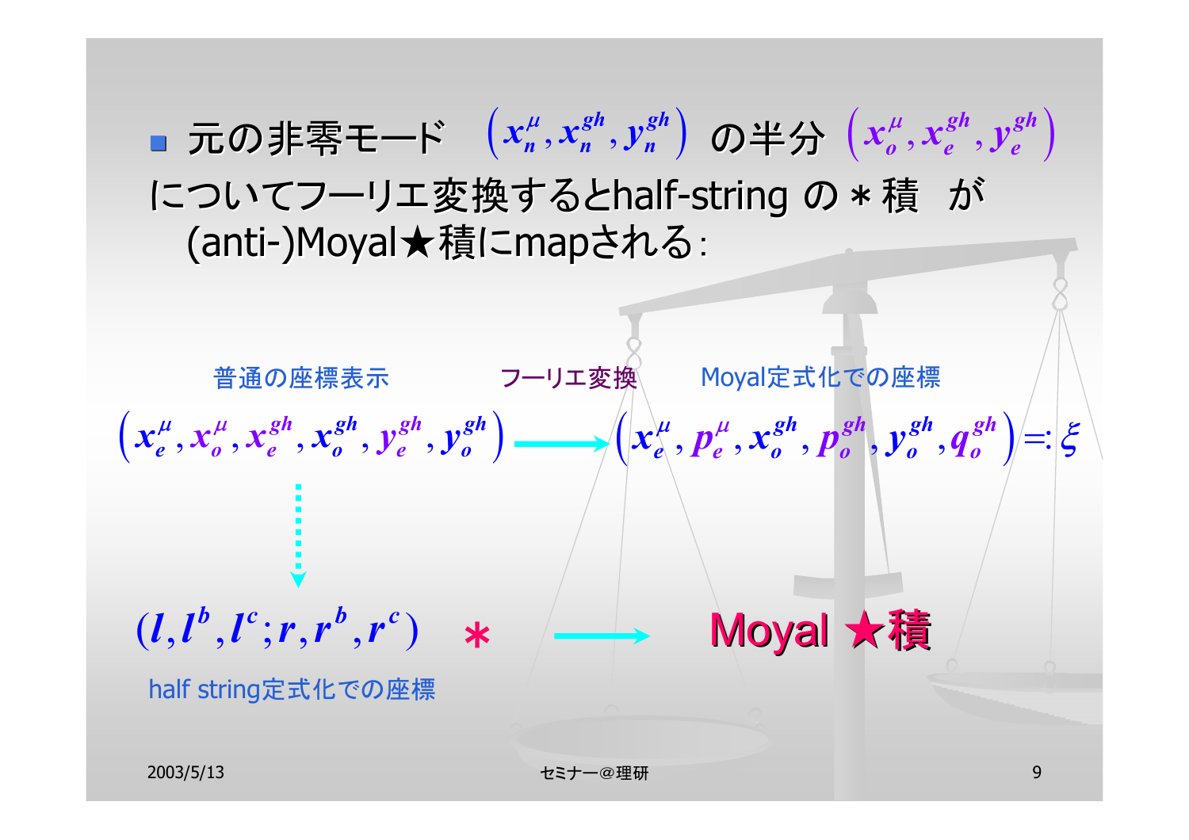- 元の非零モード $\left(x_n^{\mu}, x_n^{gh}, y_n^{gh}\right)$ の半分 $\left(x_o^{\mu}, x_e^{gh}, y_e^{gh}\right)$ についてフーリエ変換するとhalf-string の ∗ 積 が (anti-)Moyal★積にmapされる:

普通の座標表示　　フーリエ変換　　Moyal定式化での座標

$$\left(x_e^{\mu}, x_o^{\mu}, x_e^{gh}, x_o^{gh}, y_e^{gh}, y_o^{gh}\right) \longrightarrow \left(x_e^{\mu}, p_e^{\mu}, x_o^{gh}, p_o^{gh}, y_o^{gh}, q_o^{gh}\right) =: \xi$$

$$(l, l^b, l^c; r, r^b, r^c) \quad * \quad \longrightarrow \quad \text{Moyal ★積}$$

half string定式化での座標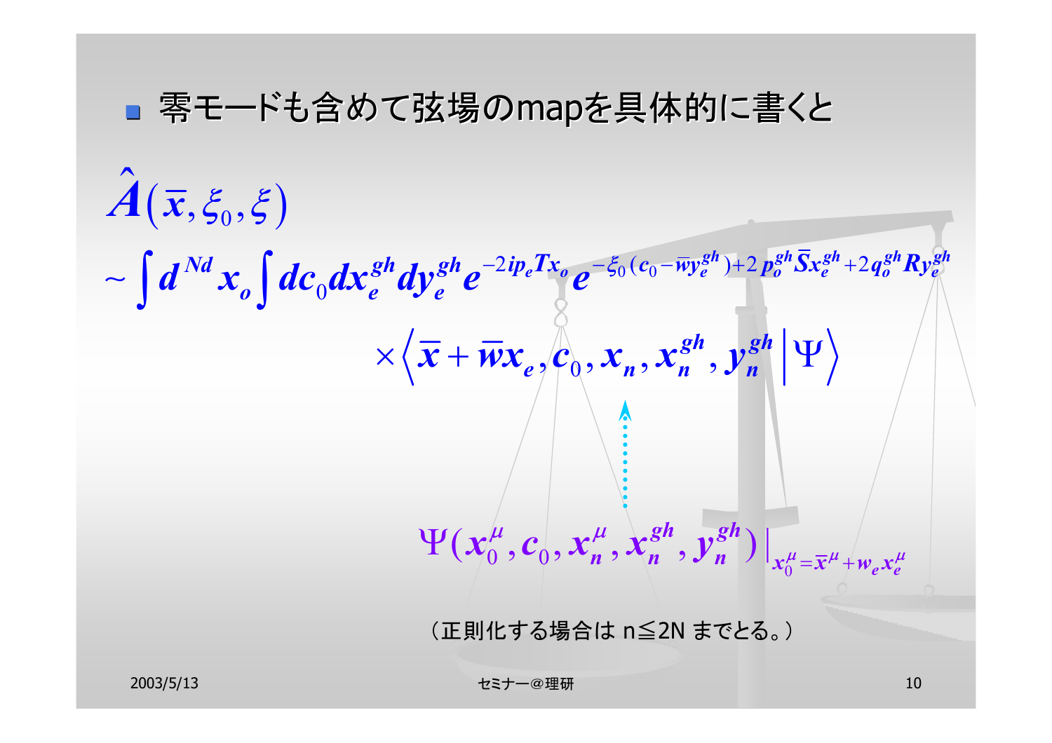- 零モードも含めて弦場のmapを具体的に書くと

$$\hat{A}(\bar{x},\xi_0,\xi)$$

$$\sim \int d^{Nd}x_o \int dc_0 dx_e^{gh} dy_e^{gh} e^{-2ip_e T x_o} e^{-\xi_0(c_0-\bar{w}y_e^{gh})+2p_o^{gh}\bar{S}x_e^{gh}+2q_o^{gh}Ry_e^{gh}}$$

$$\times \left\langle \bar{x}+\bar{w}x_e, c_0, x_n, x_n^{gh}, y_n^{gh} \middle| \Psi \right\rangle$$

$$\Psi(x_0^\mu, c_0, x_n^\mu, x_n^{gh}, y_n^{gh})\big|_{x_0^\mu=\bar{x}^\mu+w_e x_e^\mu}$$

（正則化する場合は n≦2N までとる。）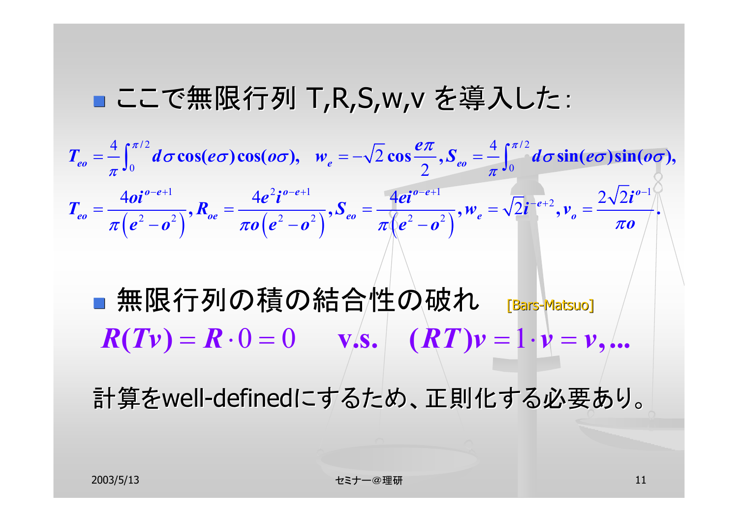- ここで無限行列 T,R,S,w,v を導入した:

$$T_{eo} = \frac{4}{\pi}\int_0^{\pi/2} d\sigma \cos(e\sigma)\cos(o\sigma), \quad w_e = -\sqrt{2}\cos\frac{e\pi}{2}, S_{eo} = \frac{4}{\pi}\int_0^{\pi/2} d\sigma \sin(e\sigma)\sin(o\sigma),$$

$$T_{eo} = \frac{4oi^{o-e+1}}{\pi\left(e^2-o^2\right)}, R_{oe} = \frac{4e^2 i^{o-e+1}}{\pi o\left(e^2-o^2\right)}, S_{eo} = \frac{4ei^{o-e+1}}{\pi\left(e^2-o^2\right)}, w_e = \sqrt{2}i^{-e+2}, v_o = \frac{2\sqrt{2}i^{o-1}}{\pi o}.$$

- 無限行列の積の結合性の破れ [Bars-Matsuo]

$$R(Tv) = R\cdot 0 = 0 \qquad \text{v.s.} \qquad (RT)v = 1\cdot v = v, \ldots$$

計算をwell-definedにするため、正則化する必要あり。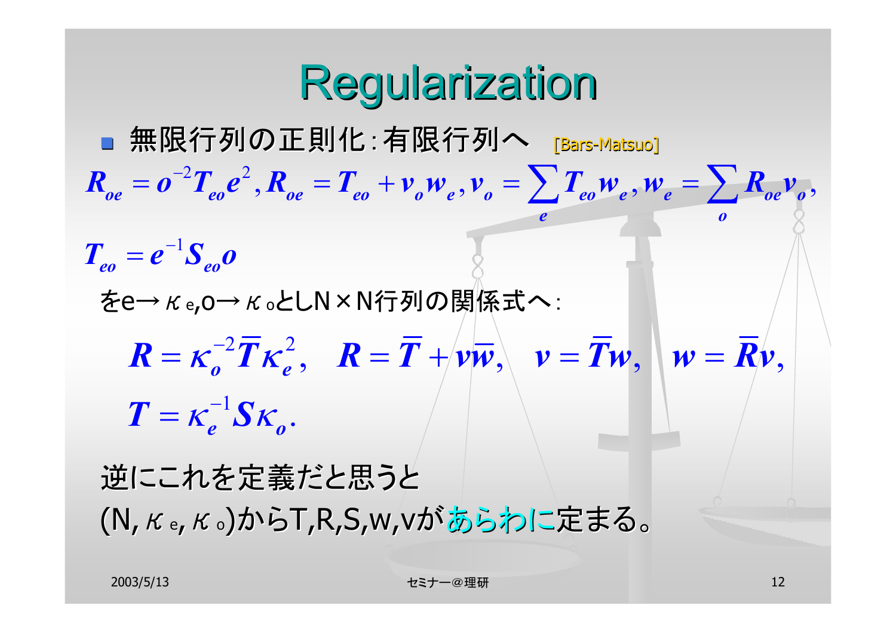# Regularization

- 無限行列の正則化：有限行列へ [Bars-Matsuo]

$$R_{oe} = o^{-2} T_{eo} e^{2}, R_{oe} = T_{eo} + v_o w_e, v_o = \sum_e T_{eo} w_e, w_e = \sum_o R_{oe} v_o,$$

$$T_{eo} = e^{-1} S_{eo} o$$

をe→$\kappa_e$,o→$\kappa_o$としN×N行列の関係式へ：

$$R = \kappa_o^{-2} \bar{T} \kappa_e^{2}, \quad R = \bar{T} + v\bar{w}, \quad v = \bar{T} w, \quad w = \bar{R} v,$$

$$T = \kappa_e^{-1} S \kappa_o.$$

逆にこれを定義だと思うと

(N,$\kappa_e$,$\kappa_o$)からT,R,S,w,vがあらわに定まる。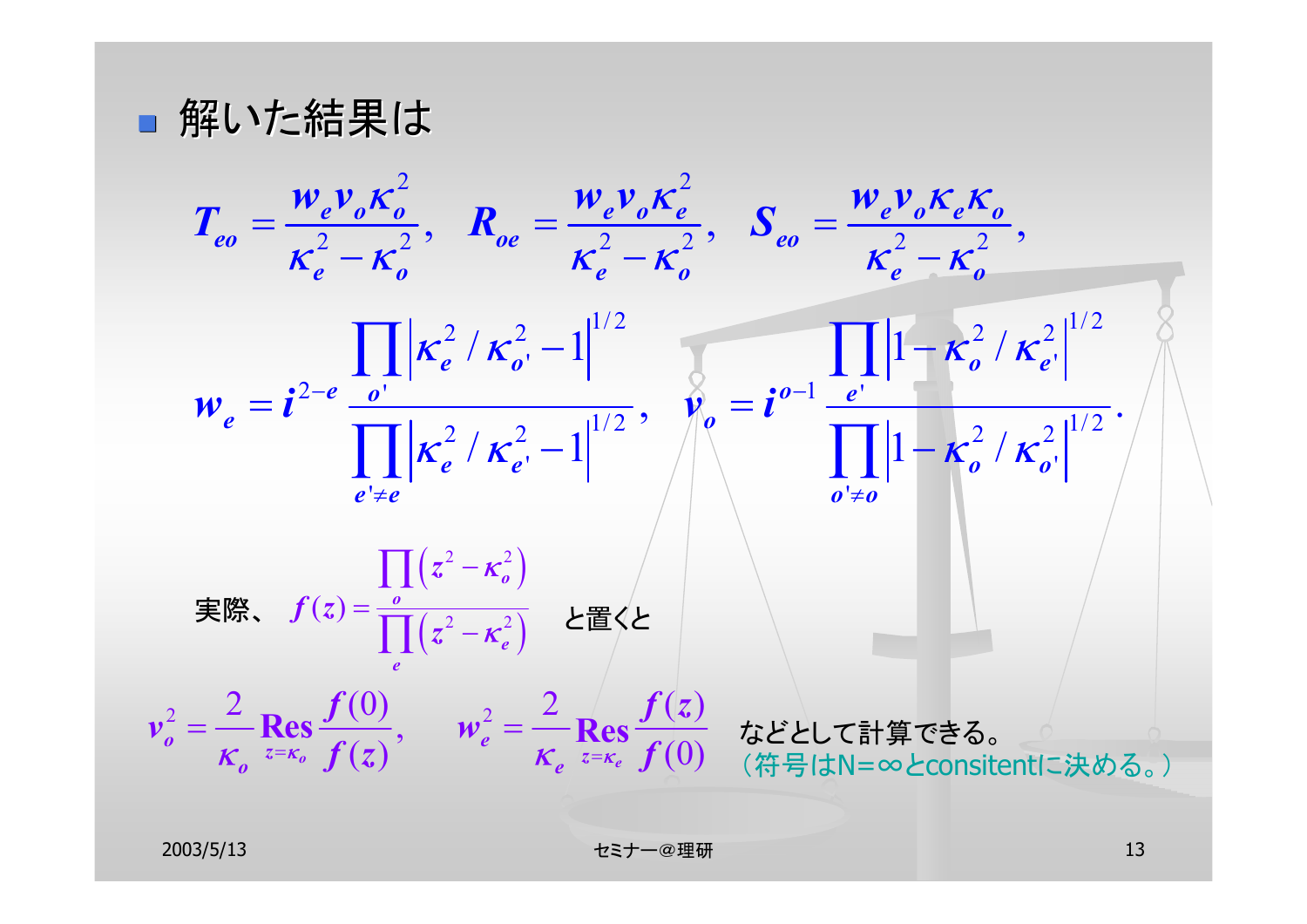- 解いた結果は

$$T_{eo} = \frac{w_e v_o \kappa_o^2}{\kappa_e^2 - \kappa_o^2}, \quad R_{oe} = \frac{w_e v_o \kappa_e^2}{\kappa_e^2 - \kappa_o^2}, \quad S_{eo} = \frac{w_e v_o \kappa_e \kappa_o}{\kappa_e^2 - \kappa_o^2},$$

$$w_e = i^{2-e} \frac{\prod_{o'} \left| \kappa_e^2 / \kappa_{o'}^2 - 1 \right|^{1/2}}{\prod_{e' \neq e} \left| \kappa_e^2 / \kappa_{e'}^2 - 1 \right|^{1/2}}, \quad v_o = i^{o-1} \frac{\prod_{e'} \left| 1 - \kappa_o^2 / \kappa_{e'}^2 \right|^{1/2}}{\prod_{o' \neq o} \left| 1 - \kappa_o^2 / \kappa_{o'}^2 \right|^{1/2}}.$$

実際、 $f(z) = \dfrac{\prod_o \left(z^2 - \kappa_o^2\right)}{\prod_e \left(z^2 - \kappa_e^2\right)}$ と置くと

$$v_o^2 = \frac{2}{\kappa_o} \operatorname*{Res}_{z=\kappa_o} \frac{f(0)}{f(z)}, \qquad w_e^2 = \frac{2}{\kappa_e} \operatorname*{Res}_{z=\kappa_e} \frac{f(z)}{f(0)}$$

などとして計算できる。
（符号はN=∞とconsitentに決める。）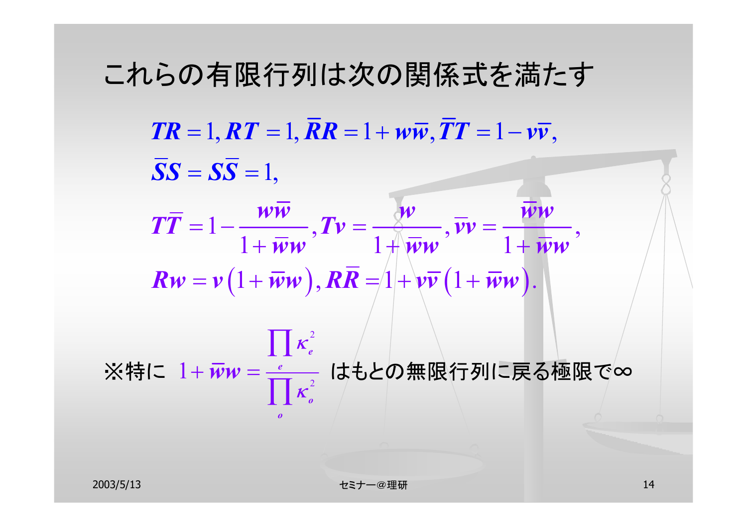# これらの有限行列は次の関係式を満たす

$$TR = 1, RT = 1, \bar{R}R = 1 + w\bar{w}, \bar{T}T = 1 - v\bar{v},$$

$$\bar{S}S = S\bar{S} = 1,$$

$$T\bar{T} = 1 - \frac{w\bar{w}}{1 + \bar{w}w}, Tv = \frac{w}{1 + \bar{w}w}, \bar{v}v = \frac{\bar{w}w}{1 + \bar{w}w},$$

$$Rw = v\left(1 + \bar{w}w\right), R\bar{R} = 1 + v\bar{v}\left(1 + \bar{w}w\right).$$

※特に $1 + \bar{w}w = \dfrac{\prod_e \kappa_e^2}{\prod_o \kappa_o^2}$ はもとの無限行列に戻る極限で∞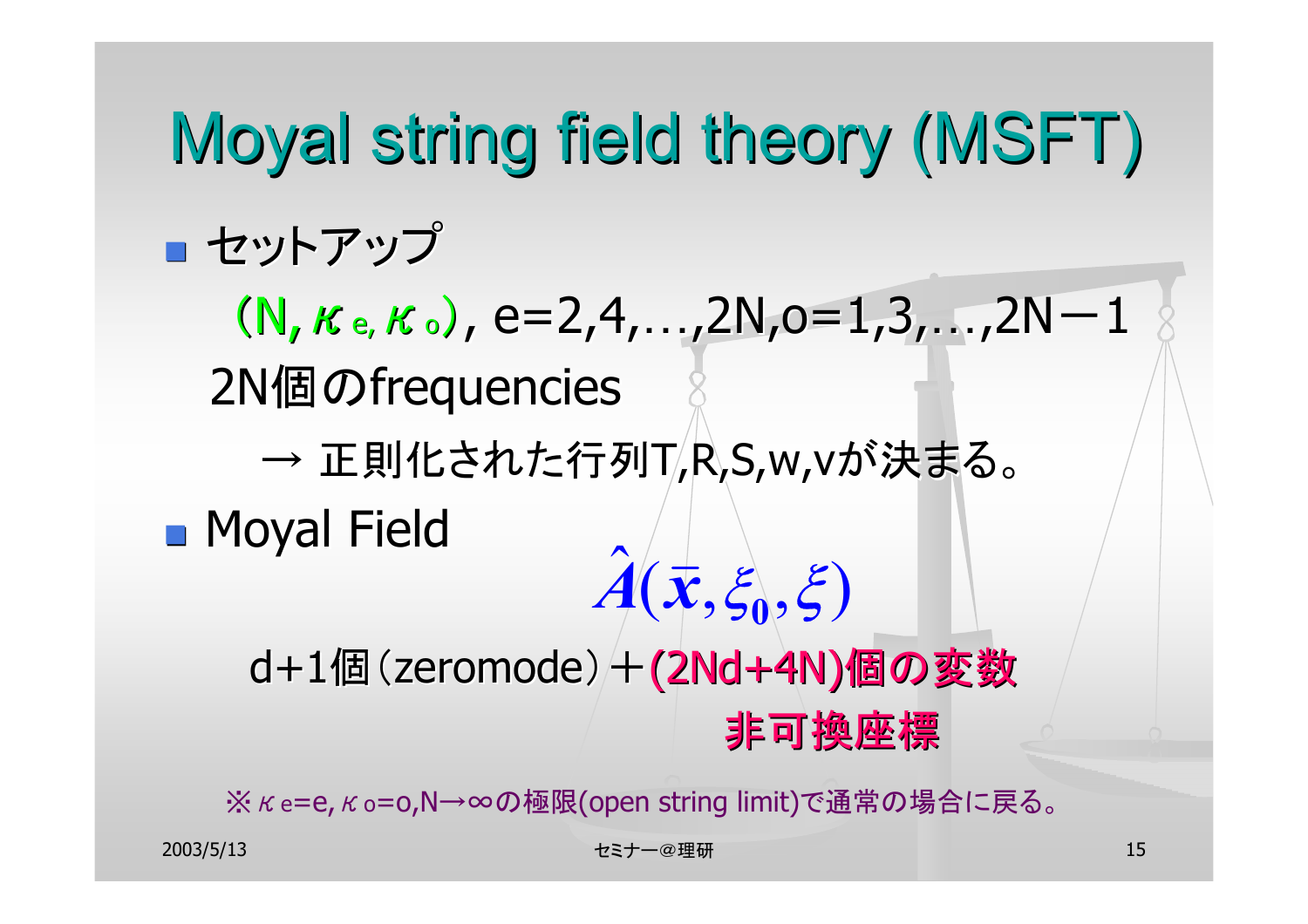# Moyal string field theory (MSFT)

- セットアップ

  $(N, \kappa_e, \kappa_o)$, e=2,4,…,2N,o=1,3,…,2N−1

  2N個のfrequencies

  → 正則化された行列T,R,S,w,vが決まる。

- Moyal Field

  $$\hat{A}(\bar{x}, \xi_0, \xi)$$

  d+1個（zeromode）＋(2Nd+4N)個の変数

  非可換座標

※ $\kappa_e$=e, $\kappa_o$=o,N→∞の極限(open string limit)で通常の場合に戻る。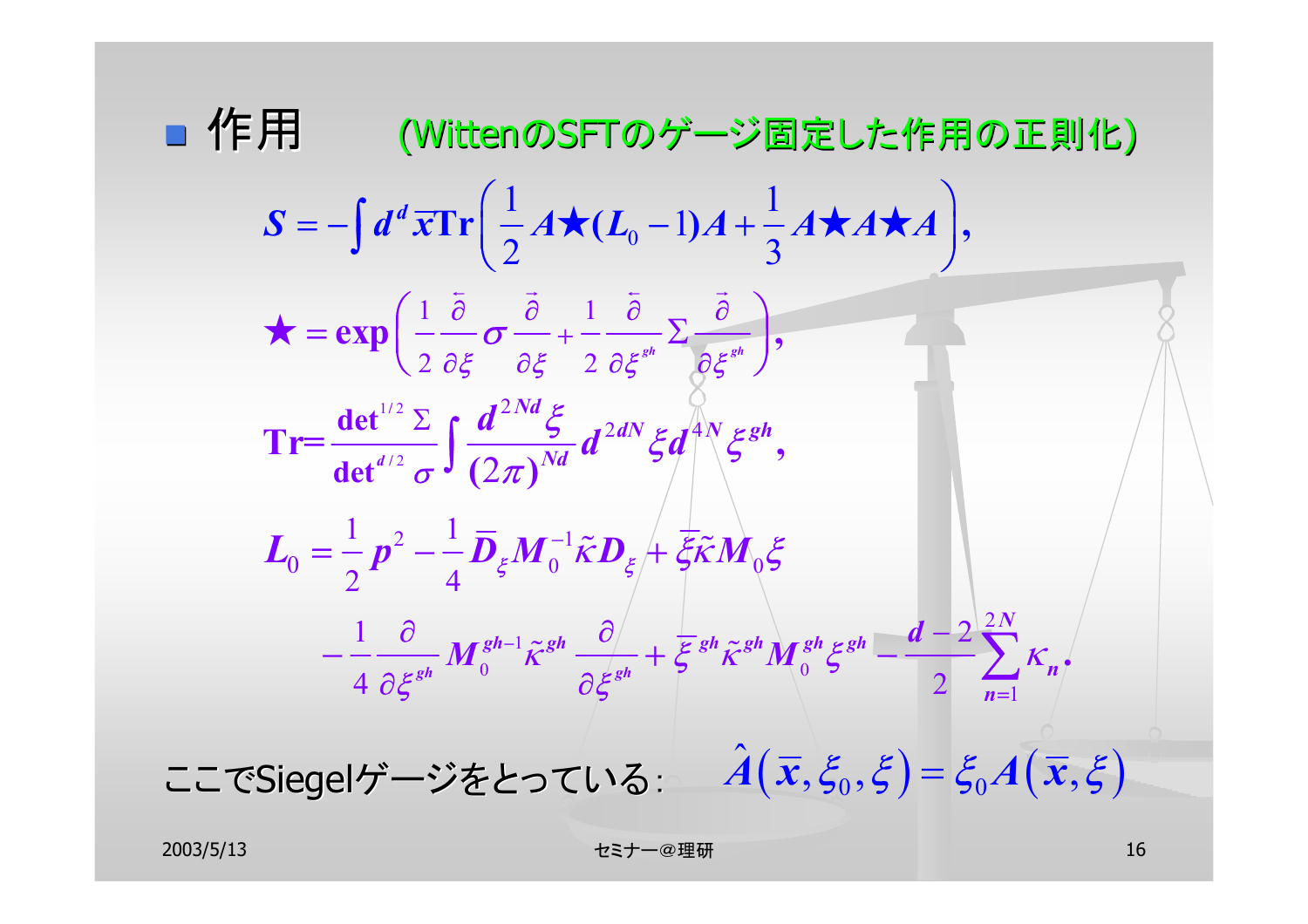- 作用　(WittenのSFTのゲージ固定した作用の正則化)

$$S = -\int d^d \bar{x} \mathrm{Tr}\left(\frac{1}{2} A \bigstar (L_0 - 1) A + \frac{1}{3} A \bigstar A \bigstar A\right),$$

$$\bigstar = \exp\left(\frac{1}{2} \frac{\overleftarrow{\partial}}{\partial \xi} \sigma \frac{\vec{\partial}}{\partial \xi} + \frac{1}{2} \frac{\overleftarrow{\partial}}{\partial \xi^{gh}} \Sigma \frac{\vec{\partial}}{\partial \xi^{gh}}\right),$$

$$\mathrm{Tr} = \frac{\det^{1/2} \Sigma}{\det^{d/2} \sigma} \int \frac{d^{2Nd} \xi}{(2\pi)^{Nd}} d^{2dN} \xi d^{4N} \xi^{gh},$$

$$L_0 = \frac{1}{2} p^2 - \frac{1}{4} \bar{D}_\xi M_0^{-1} \tilde{\kappa} D_\xi + \bar{\xi} \tilde{\kappa} M_0 \xi$$

$$- \frac{1}{4} \frac{\partial}{\partial \xi^{gh}} M_0^{gh-1} \tilde{\kappa}^{gh} \frac{\partial}{\partial \xi^{gh}} + \bar{\xi}^{gh} \tilde{\kappa}^{gh} M_0^{gh} \xi^{gh} - \frac{d-2}{2} \sum_{n=1}^{2N} \kappa_n.$$

ここでSiegelゲージをとっている: $\hat{A}(\bar{x}, \xi_0, \xi) = \xi_0 A(\bar{x}, \xi)$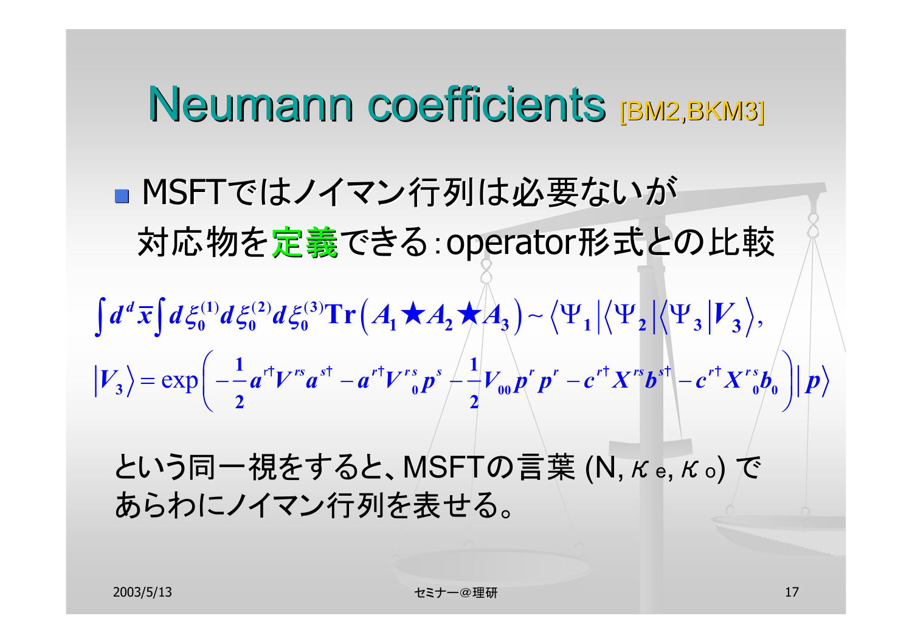# Neumann coefficients [BM2,BKM3]

- MSFTではノイマン行列は必要ないが
  対応物を**定義**できる：operator形式との比較

$$\int d^d \bar{x} \int d\xi_0^{(1)} d\xi_0^{(2)} d\xi_0^{(3)} \mathrm{Tr}\left(A_1 \bigstar A_2 \bigstar A_3\right) \sim \langle \Psi_1 | \langle \Psi_2 | \langle \Psi_3 | V_3 \rangle,$$

$$|V_3\rangle = \exp\left( -\frac{1}{2} a^{r\dagger} V^{rs} a^{s\dagger} - a^{r\dagger} V^{rs}{}_0 p^s - \frac{1}{2} V_{00} p^r p^r - c^{r\dagger} X^{rs} b^{s\dagger} - c^{r\dagger} X^{rs}{}_0 b_0 \right) |p\rangle$$

という同一視をすると、MSFTの言葉 (N, $\kappa_e$, $\kappa_o$) であらわにノイマン行列を表せる。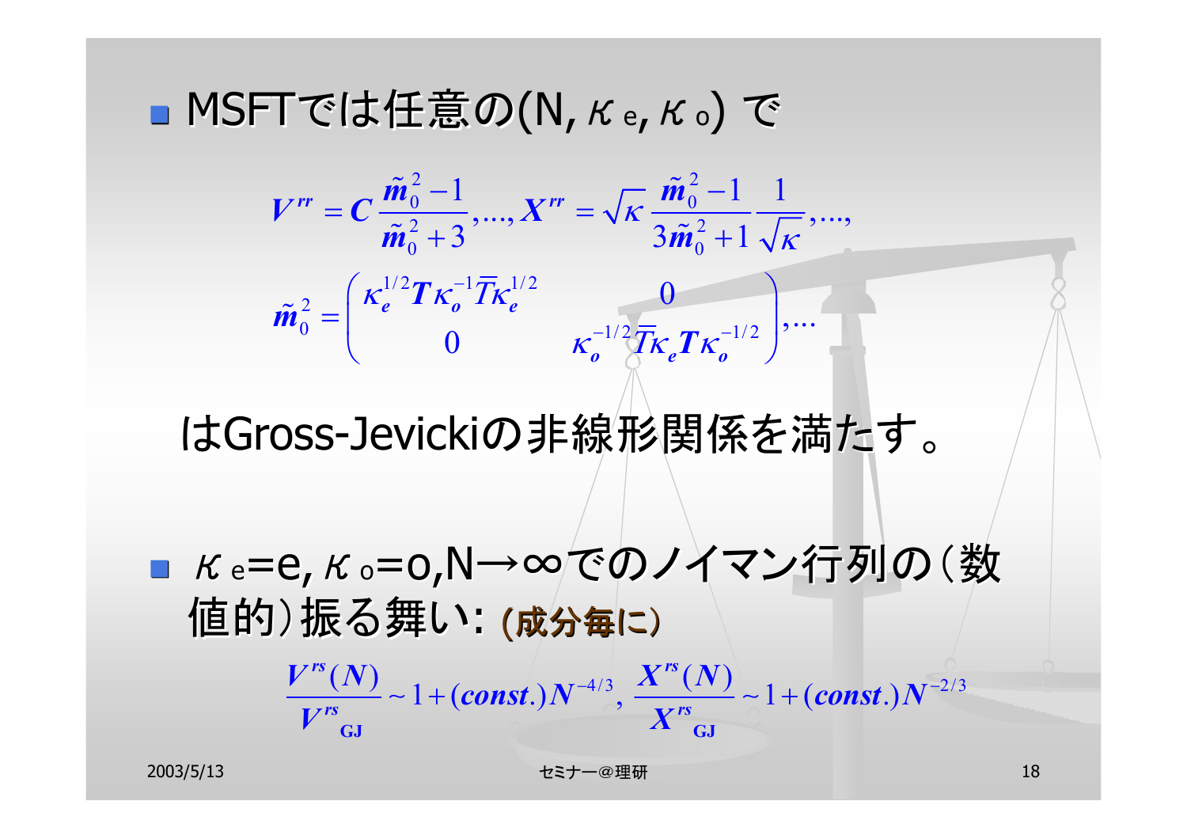- MSFTでは任意の$(N, \kappa_e, \kappa_o)$ で

$$V^{rr} = C\frac{\tilde{m}_0^2 - 1}{\tilde{m}_0^2 + 3}, \ldots, X^{rr} = \sqrt{\kappa}\,\frac{\tilde{m}_0^2 - 1}{3\tilde{m}_0^2 + 1}\frac{1}{\sqrt{\kappa}}, \ldots,$$

$$\tilde{m}_0^2 = \begin{pmatrix} \kappa_e^{1/2} T \kappa_o^{-1} \bar{T} \kappa_e^{1/2} & 0 \\ 0 & \kappa_o^{-1/2} \bar{T} \kappa_e T \kappa_o^{-1/2} \end{pmatrix}, \ldots$$

はGross-Jevickiの非線形関係を満たす。

- $\kappa_e = e, \kappa_o = o, N \to \infty$でのノイマン行列の（数値的）振る舞い: **(成分毎に)**

$$\frac{V^{rs}(N)}{V^{rs}{}_{\mathrm{GJ}}} \sim 1 + (const.) N^{-4/3}, \quad \frac{X^{rs}(N)}{X^{rs}{}_{\mathrm{GJ}}} \sim 1 + (const.) N^{-2/3}$$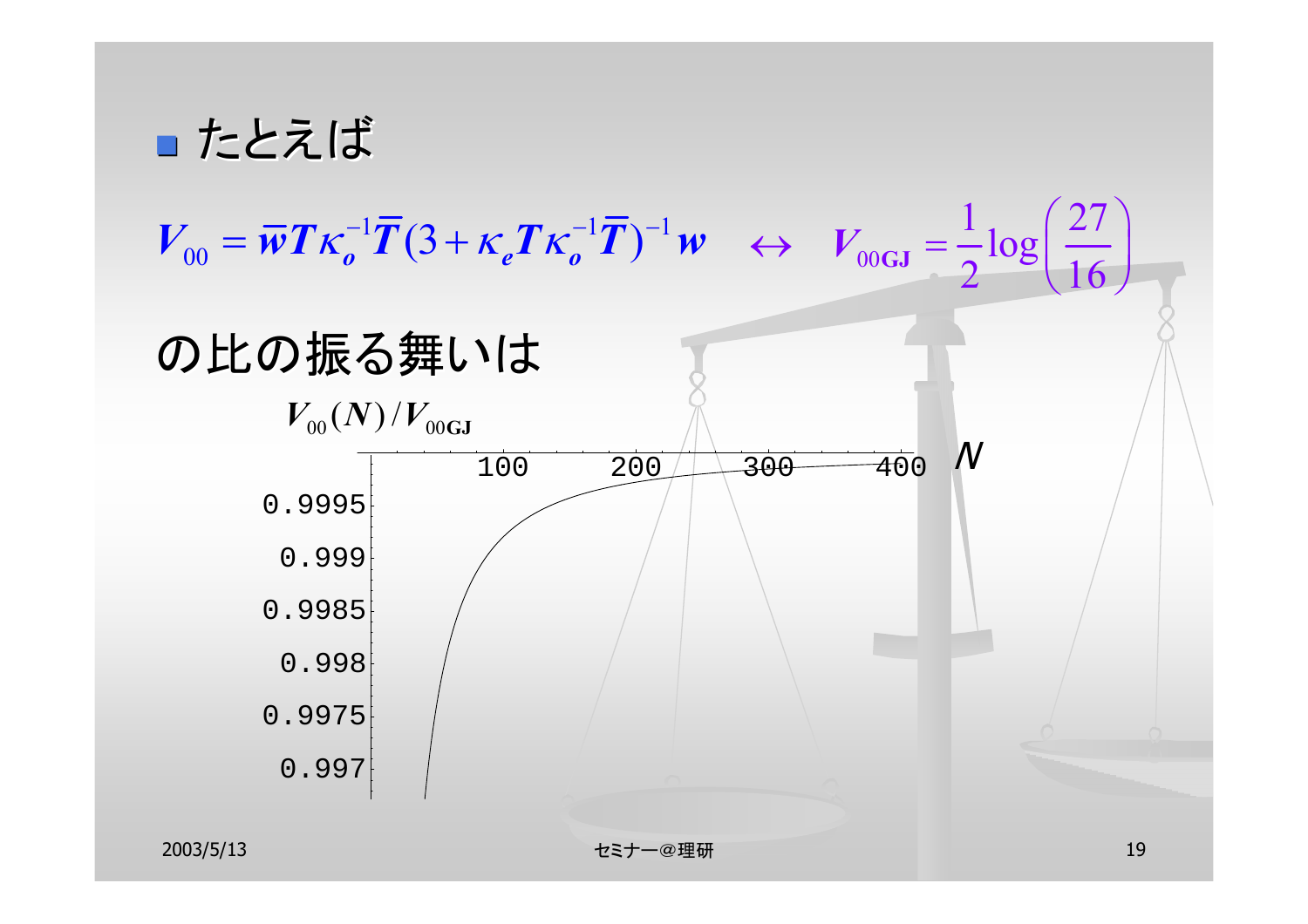- たとえば

$$V_{00} = \bar{\boldsymbol{w}} \boldsymbol{T} \kappa_o^{-1} \bar{\boldsymbol{T}} (3 + \kappa_e \boldsymbol{T} \kappa_o^{-1} \bar{\boldsymbol{T}})^{-1} \boldsymbol{w} \quad \leftrightarrow \quad V_{00\mathrm{GJ}} = \frac{1}{2} \log\left(\frac{27}{16}\right)$$

の比の振る舞いは

$V_{00}(N)/V_{00\mathrm{GJ}}$

(Plot: horizontal axis $N$ with ticks 100, 200, 300, 400; vertical axis with ticks 0.997, 0.9975, 0.998, 0.9985, 0.999, 0.9995)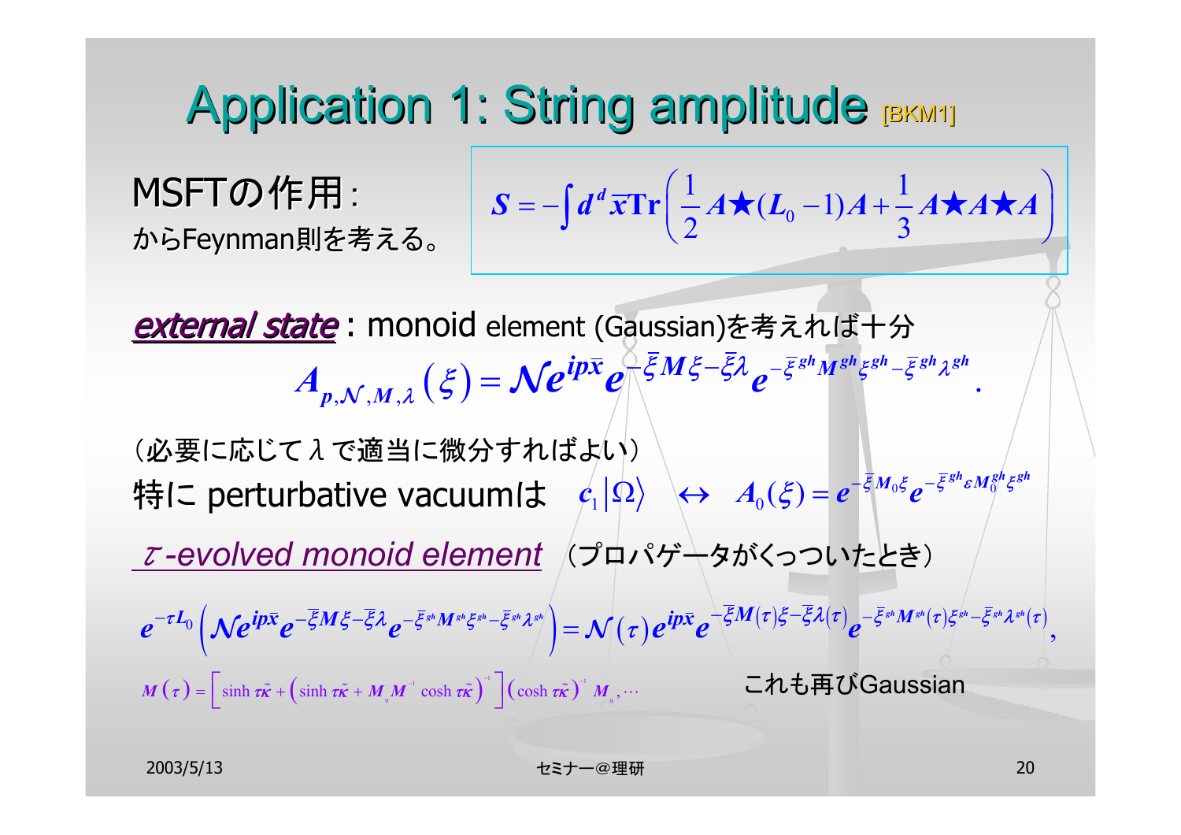# Application 1: String amplitude [BKM1]

MSFTの作用：
からFeynman則を考える。

$$S = -\int d^d \bar{x} \mathrm{Tr}\left( \frac{1}{2} A \bigstar (L_0 - 1) A + \frac{1}{3} A \bigstar A \bigstar A \right)$$

*external state*：monoid element (Gaussian)を考えれば十分

$$A_{p,\mathcal{N},M,\lambda}(\xi) = \mathcal{N} e^{ip\bar{x}} e^{-\bar{\xi} M \xi - \bar{\xi}\lambda} e^{-\bar{\xi}^{gh} M^{gh} \xi^{gh} - \bar{\xi}^{gh}\lambda^{gh}}.$$

（必要に応じて $\lambda$ で適当に微分すればよい）

特に perturbative vacuumは $\quad c_1|\Omega\rangle \quad \leftrightarrow \quad A_0(\xi) = e^{-\bar{\xi} M_0 \xi} e^{-\bar{\xi}^{gh} \varepsilon M_0^{gh} \xi^{gh}}$

*$\tau$-evolved monoid element* （プロパゲータがくっついたとき）

$$e^{-\tau L_0}\left( \mathcal{N} e^{ip\bar{x}} e^{-\bar{\xi} M \xi - \bar{\xi}\lambda} e^{-\bar{\xi}^{gh} M^{gh} \xi^{gh} - \bar{\xi}^{gh}\lambda^{gh}} \right) = \mathcal{N}(\tau) e^{ip\bar{x}} e^{-\bar{\xi} M(\tau) \xi - \bar{\xi}\lambda(\tau)} e^{-\bar{\xi}^{gh} M^{gh}(\tau) \xi^{gh} - \bar{\xi}^{gh}\lambda^{gh}(\tau)},$$

$$M(\tau) = \left[ \sinh \tau\tilde{\kappa} + \left( \sinh \tau\tilde{\kappa} + M_0 M^{-1} \cosh \tau\tilde{\kappa} \right)^{-1} \right] \left( \cosh \tau\tilde{\kappa} \right)^{-1} M_0, \cdots$$

これも再びGaussian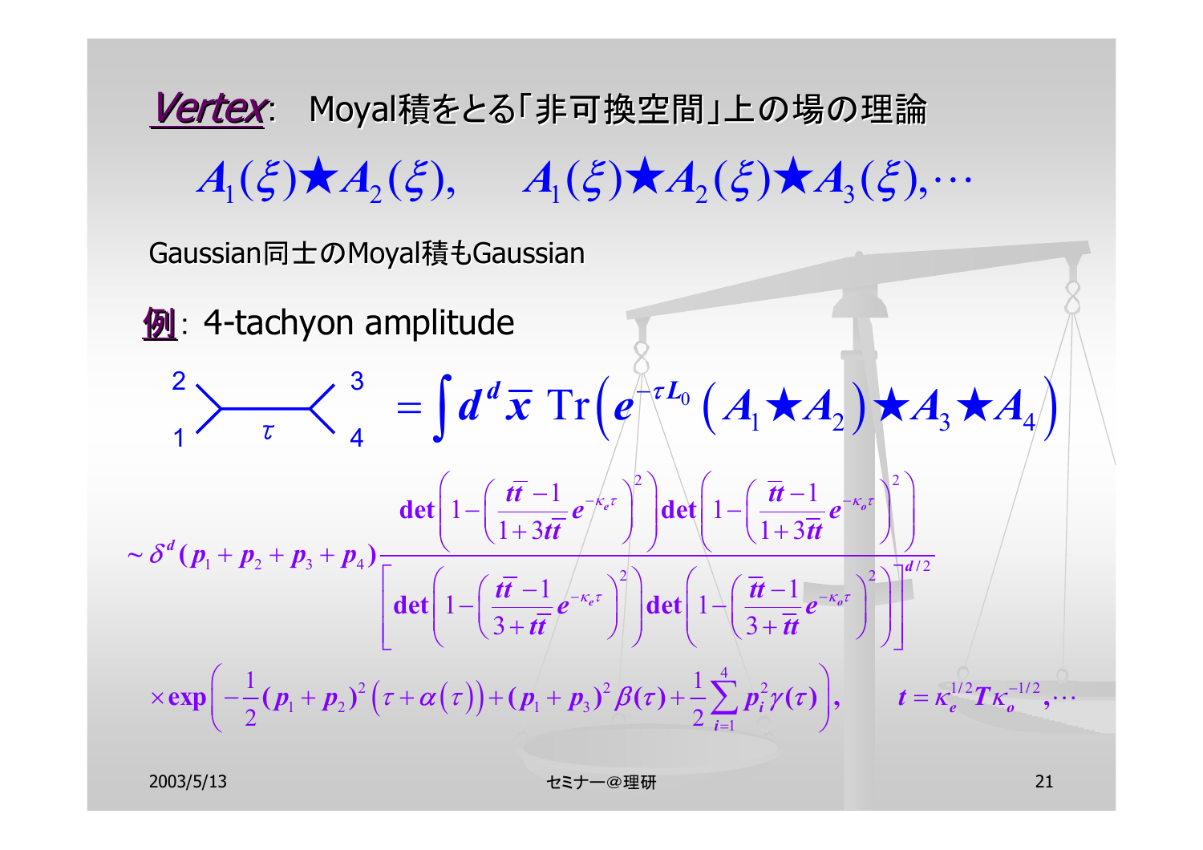## *Vertex*: Moyal積をとる「非可換空間」上の場の理論

$$A_1(\xi)\bigstar A_2(\xi),\qquad A_1(\xi)\bigstar A_2(\xi)\bigstar A_3(\xi),\cdots$$

Gaussian同士のMoyal積もGaussian

**例**: 4-tachyon amplitude

$$\text{(diagram: legs 1, 2 — propagator } \tau \text{ — legs 3, 4)} = \int d^d\bar{x}\ \mathrm{Tr}\left(e^{-\tau L_0}\left(A_1\bigstar A_2\right)\bigstar A_3\bigstar A_4\right)$$

$$\sim \delta^d(p_1+p_2+p_3+p_4)\frac{\det\left(1-\left(\dfrac{t\bar{t}-1}{1+3t\bar{t}}e^{-\kappa_e\tau}\right)^2\right)\det\left(1-\left(\dfrac{\bar{t}t-1}{1+3\bar{t}t}e^{-\kappa_o\tau}\right)^2\right)}{\left[\det\left(1-\left(\dfrac{t\bar{t}-1}{3+t\bar{t}}e^{-\kappa_e\tau}\right)^2\right)\det\left(1-\left(\dfrac{\bar{t}t-1}{3+\bar{t}t}e^{-\kappa_o\tau}\right)^2\right)\right]^{d/2}}$$

$$\times\exp\left(-\frac{1}{2}(p_1+p_2)^2\left(\tau+\alpha(\tau)\right)+(p_1+p_3)^2\beta(\tau)+\frac{1}{2}\sum_{i=1}^{4}p_i^2\gamma(\tau)\right),\qquad t=\kappa_e^{1/2}T\kappa_o^{-1/2},\cdots$$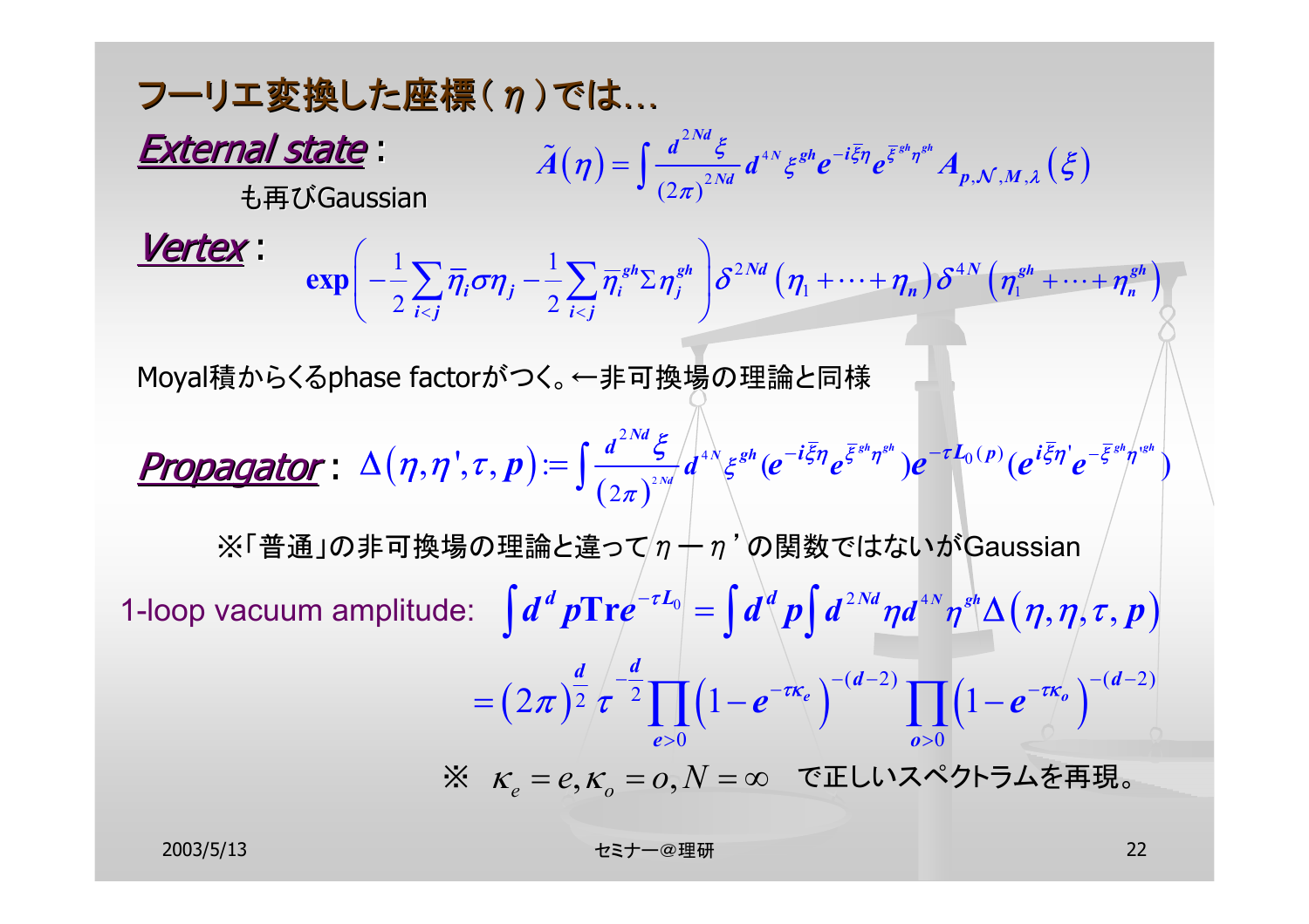# フーリエ変換した座標($\eta$)では…

***External state***：

$$\tilde{A}(\eta)=\int\frac{d^{2Nd}\xi}{(2\pi)^{2Nd}}d^{4N}\xi^{gh}e^{-i\bar{\xi}\eta}e^{\bar{\xi}^{gh}\eta^{gh}}A_{p,\mathcal{N},M,\lambda}(\xi)$$

も再びGaussian

***Vertex***：

$$\exp\left(-\frac{1}{2}\sum_{i<j}\bar{\eta}_i\sigma\eta_j-\frac{1}{2}\sum_{i<j}\bar{\eta}_i^{gh}\Sigma\eta_j^{gh}\right)\delta^{2Nd}(\eta_1+\cdots+\eta_n)\delta^{4N}(\eta_1^{gh}+\cdots+\eta_n^{gh})$$

Moyal積からくるphase factorがつく。←非可換場の理論と同様

***Propagator***：

$$\Delta(\eta,\eta',\tau,p):=\int\frac{d^{2Nd}\xi}{(2\pi)^{2Nd}}d^{4N}\xi^{gh}(e^{-i\bar{\xi}\eta}e^{\bar{\xi}^{gh}\eta^{gh}})e^{-\tau L_0(p)}(e^{i\bar{\xi}\eta'}e^{-\bar{\xi}^{gh}\eta'^{gh}})$$

※「普通」の非可換場の理論と違って$\eta-\eta'$の関数ではないがGaussian

1-loop vacuum amplitude:

$$\int d^d p\,\mathrm{Tr}e^{-\tau L_0}=\int d^d p\int d^{2Nd}\eta\, d^{4N}\eta^{gh}\Delta(\eta,\eta,\tau,p)$$

$$=(2\pi)^{\frac{d}{2}}\tau^{-\frac{d}{2}}\prod_{e>0}\left(1-e^{-\tau\kappa_e}\right)^{-(d-2)}\prod_{o>0}\left(1-e^{-\tau\kappa_o}\right)^{-(d-2)}$$

※ $\kappa_e=e,\kappa_o=o,N=\infty$ で正しいスペクトラムを再現。

2003/5/13 セミナー@理研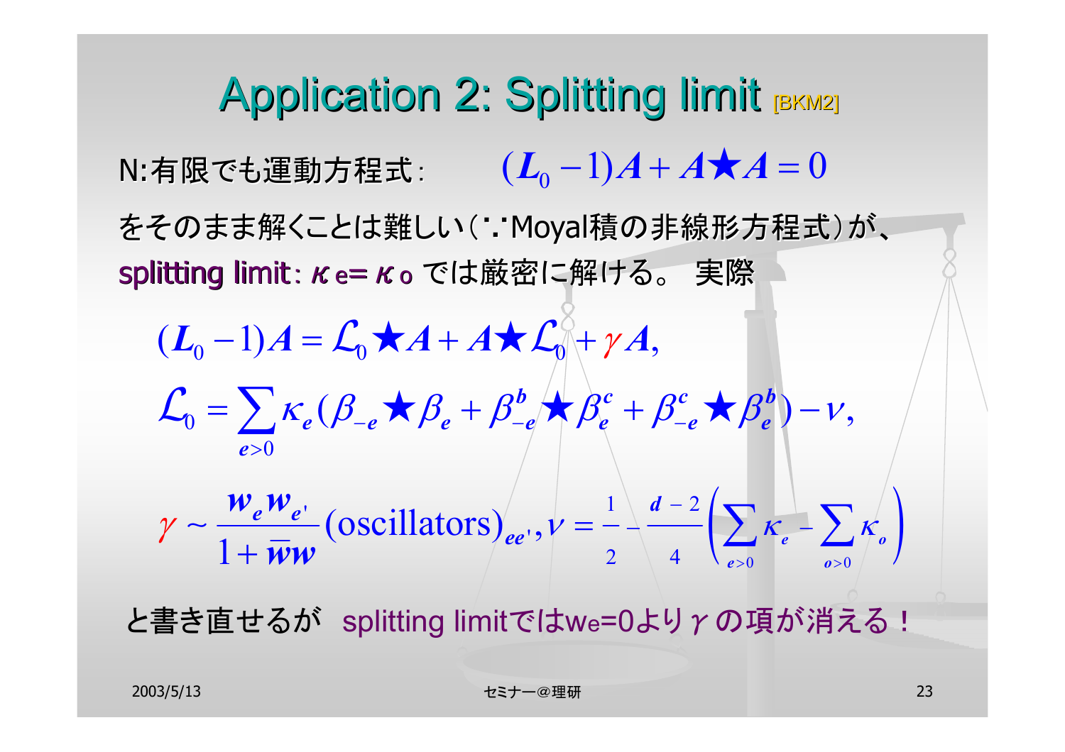# Application 2: Splitting limit [BKM2]

N:有限でも運動方程式: $(L_0 - 1)A + A \bigstar A = 0$

をそのまま解くことは難しい(∵Moyal積の非線形方程式)が、splitting limit: $\kappa_e = \kappa_o$ では厳密に解ける。 実際

$$(L_0 - 1)A = \mathcal{L}_0 \bigstar A + A \bigstar \mathcal{L}_0 + \gamma A,$$

$$\mathcal{L}_0 = \sum_{e>0} \kappa_e (\beta_{-e} \bigstar \beta_e + \beta^b_{-e} \bigstar \beta^c_e + \beta^c_{-e} \bigstar \beta^b_e) - \nu,$$

$$\gamma \sim \frac{w_e w_{e'}}{1 + \bar{w}w} (\text{oscillators})_{ee'}, \nu = \frac{1}{2} - \frac{d-2}{4} \left( \sum_{e>0} \kappa_e - \sum_{o>0} \kappa_o \right)$$

と書き直せるが splitting limitでは$w_e=0$より$\gamma$の項が消える!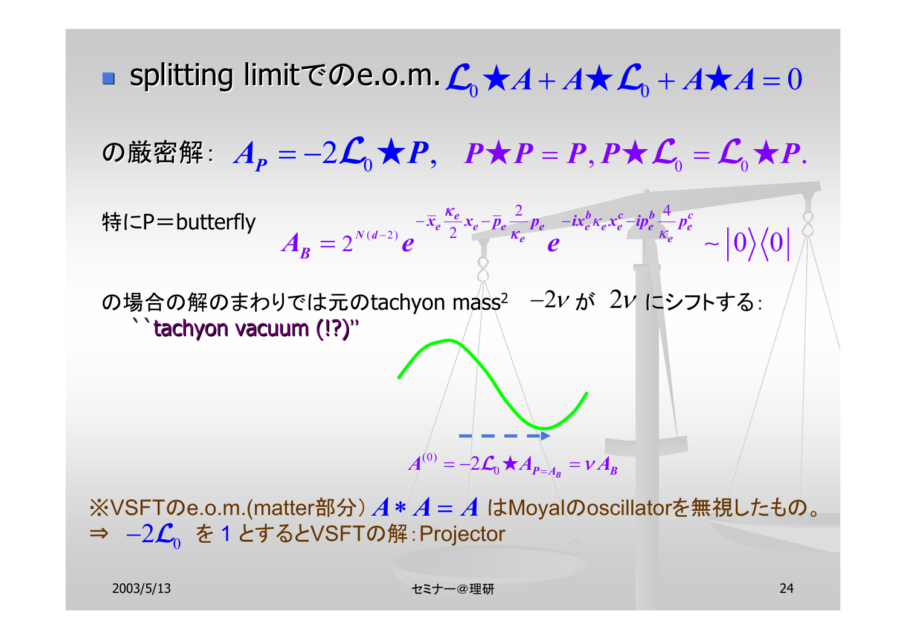- splitting limitでのe.o.m. $\mathcal{L}_0 \star A + A \star \mathcal{L}_0 + A \star A = 0$

の厳密解: $A_P = -2\mathcal{L}_0 \star P, \quad P \star P = P, P \star \mathcal{L}_0 = \mathcal{L}_0 \star P.$

特にP＝butterfly

$$A_B = 2^{N(d-2)} e^{-\bar{x}_e \frac{\kappa_e}{2} x_e - \bar{p}_e \frac{2}{\kappa_e} p_e} e^{-i x_e^b \kappa_e x_e^c - i p_e^b \frac{4}{\kappa_e} p_e^c} \sim |0\rangle\langle 0|$$

の場合の解のまわりでは元のtachyon mass² $-2\nu$ が $2\nu$ にシフトする:
``tachyon vacuum (!?)"

$$A^{(0)} = -2\mathcal{L}_0 \star A_{P=A_B} = \nu A_B$$

※VSFTのe.o.m.(matter部分) $A * A = A$ はMoyalのoscillatorを無視したもの。
⇒ $-2\mathcal{L}_0$ を１とするとVSFTの解:Projector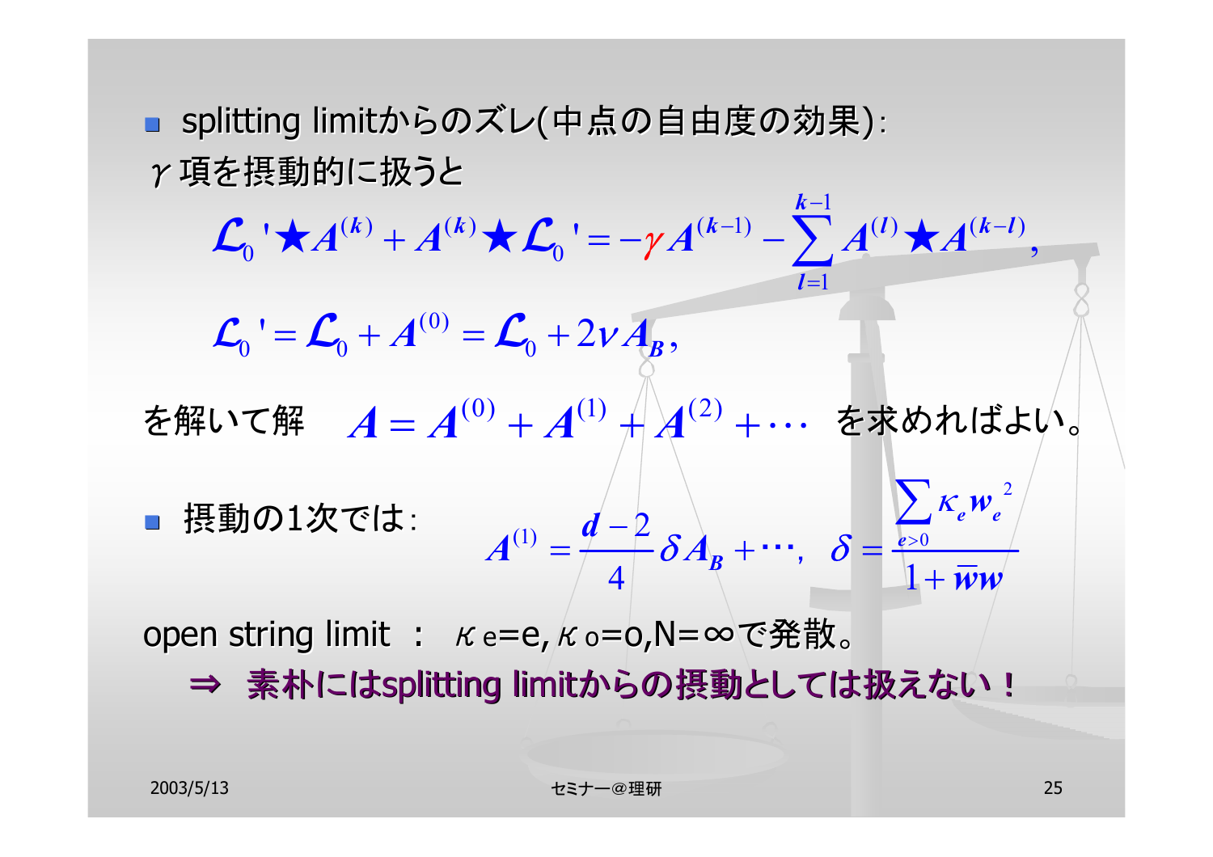- splitting limitからのズレ(中点の自由度の効果):

$\gamma$項を摂動的に扱うと

$$\mathcal{L}_0{}'\star A^{(k)} + A^{(k)}\star\mathcal{L}_0{}' = -\gamma A^{(k-1)} - \sum_{l=1}^{k-1} A^{(l)}\star A^{(k-l)},$$

$$\mathcal{L}_0{}' = \mathcal{L}_0 + A^{(0)} = \mathcal{L}_0 + 2\nu A_B,$$

を解いて解 $A = A^{(0)} + A^{(1)} + A^{(2)} + \cdots$ を求めればよい。

- 摂動の1次では:

$$A^{(1)} = \frac{d-2}{4}\delta A_B + \cdots,\quad \delta = \frac{\sum_{e>0}\kappa_e w_e{}^2}{1+\bar{w}w}$$

open string limit ： $\kappa_e$=e, $\kappa_o$=o, N=∞で発散。

⇒ 素朴にはsplitting limitからの摂動としては扱えない！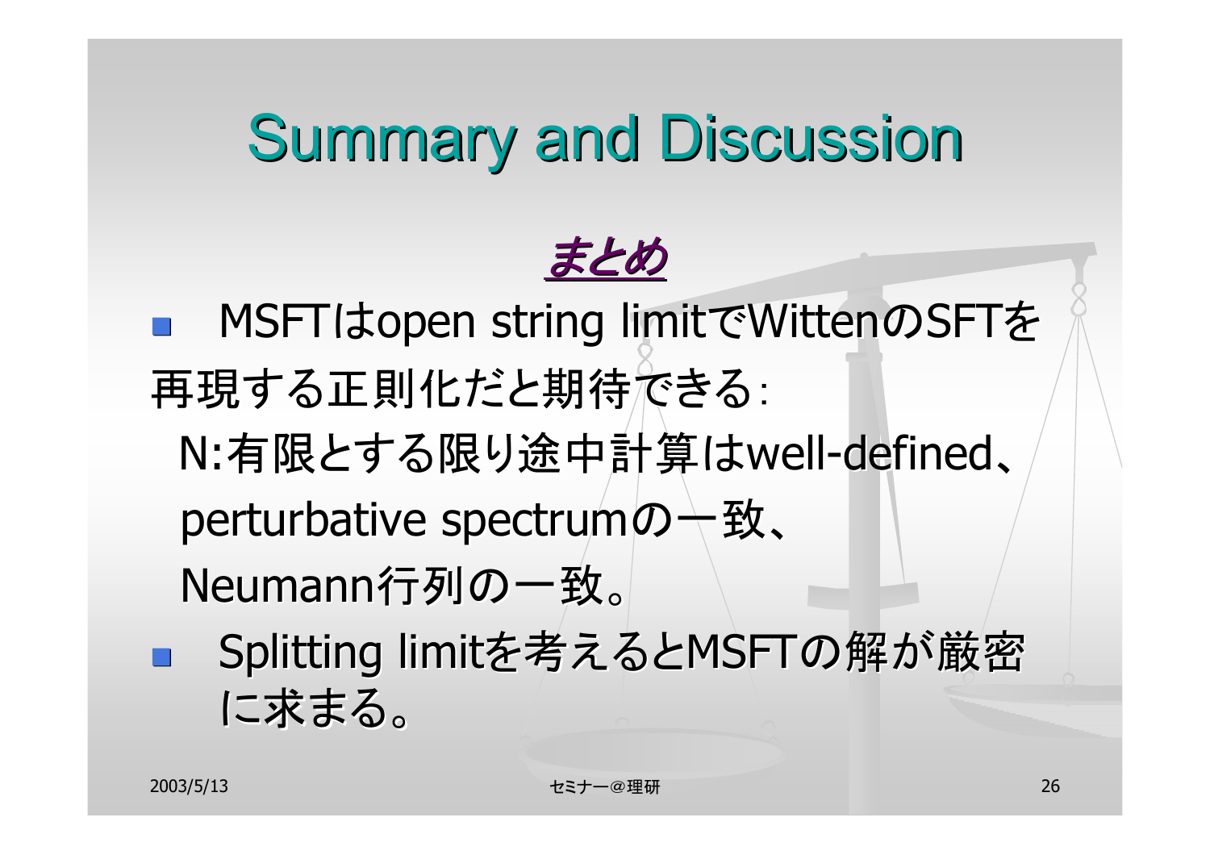# Summary and Discussion

## *まとめ*

- MSFTはopen string limitでWittenのSFTを再現する正則化だと期待できる:

  N:有限とする限り途中計算はwell-defined、

  perturbative spectrumの一致、

  Neumann行列の一致。

- Splitting limitを考えるとMSFTの解が厳密に求まる。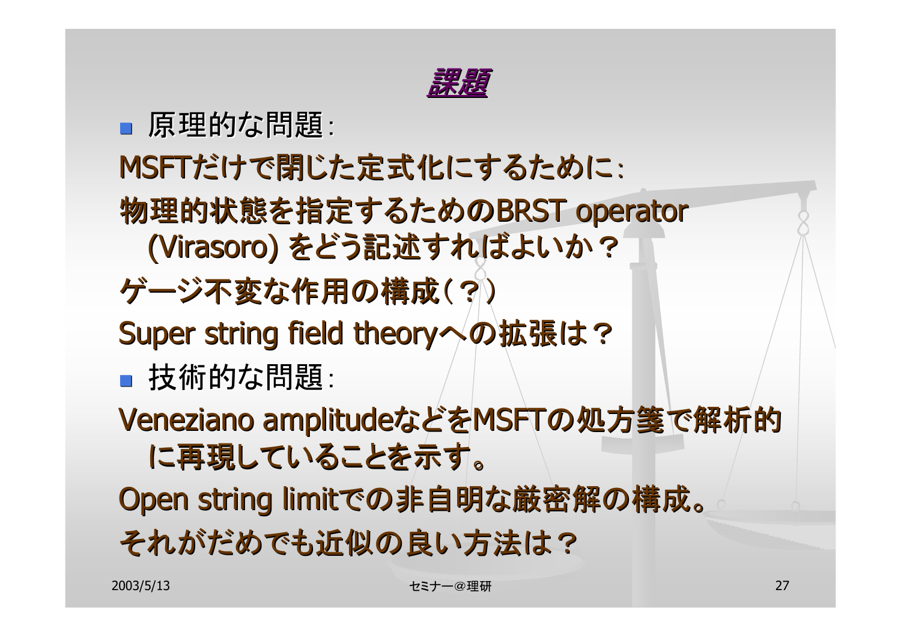# 課題

- 原理的な問題:

MSFTだけで閉じた定式化にするために:

物理的状態を指定するためのBRST operator (Virasoro) をどう記述すればよいか？

ゲージ不変な作用の構成（？）

Super string field theoryへの拡張は？

- 技術的な問題:

Veneziano amplitudeなどをMSFTの処方箋で解析的に再現していることを示す。

Open string limitでの非自明な厳密解の構成。

それがだめでも近似の良い方法は？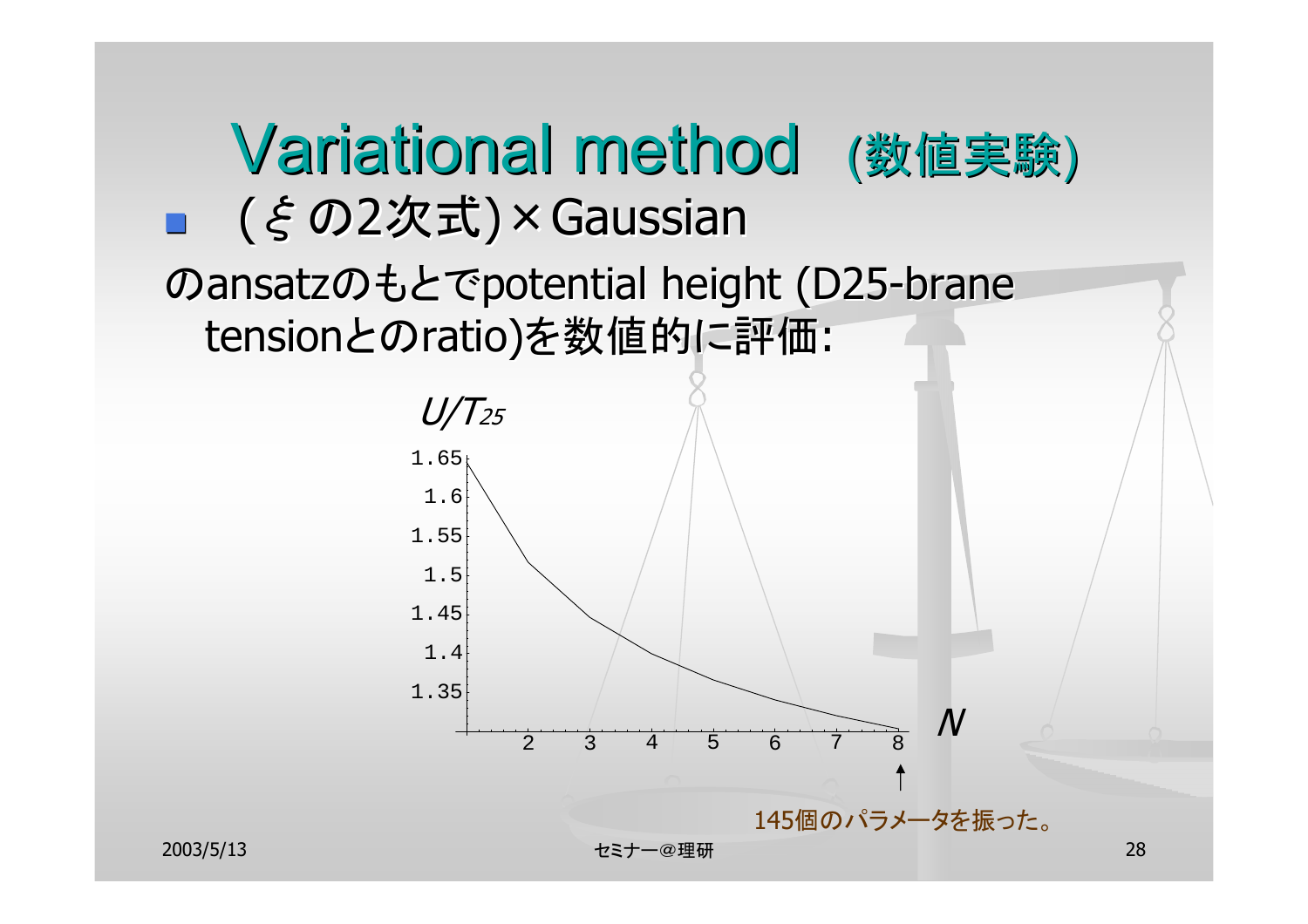# Variational method (数値実験)

- ($\xi$ の2次式)×Gaussian

のansatzのもとでpotential height (D25-brane tensionとのratio)を数値的に評価:

$U/T_{25}$

| $N$ | |
|---|---|
| 1.65 | |
| 1.6 | |
| 1.55 | |
| 1.5 | |
| 1.45 | |
| 1.4 | |
| 1.35 | |

横軸: $N$ (2, 3, 4, 5, 6, 7, 8)

145個のパラメータを振った。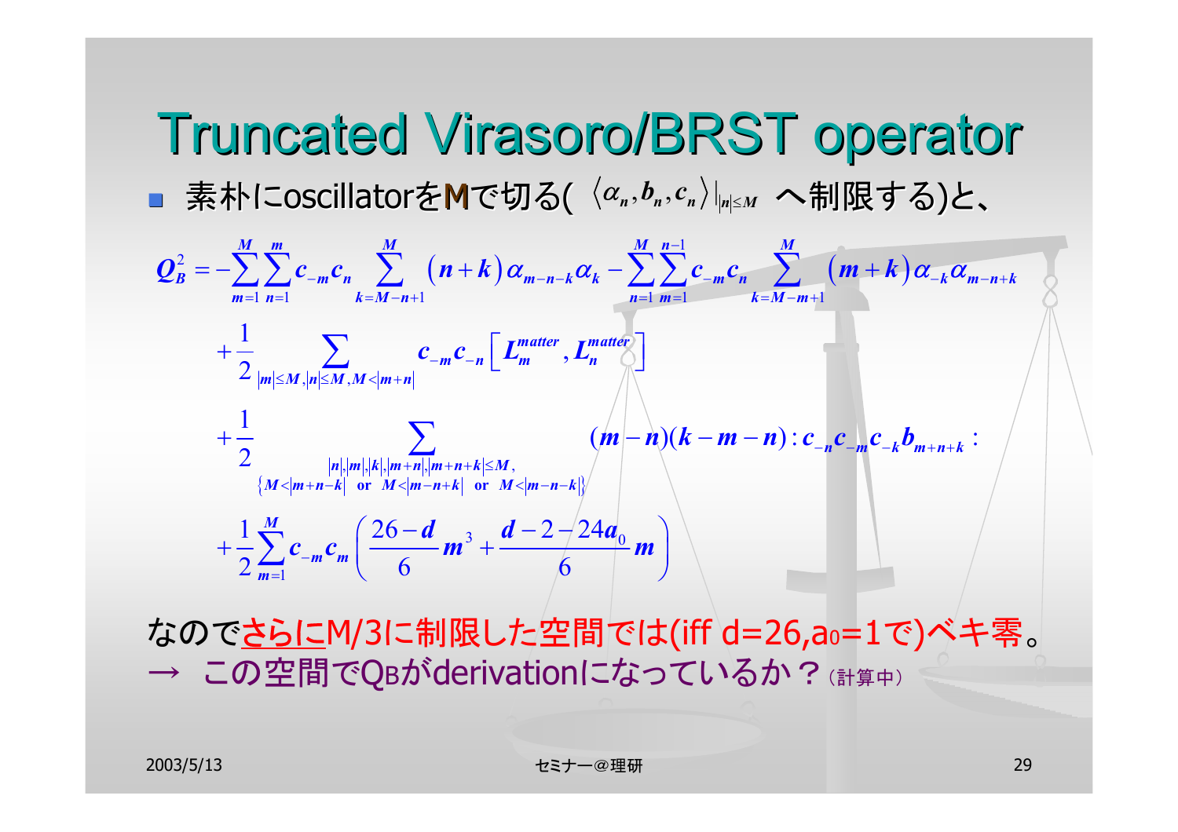# Truncated Virasoro/BRST operator

- 素朴にoscillatorをMで切る( $\langle \alpha_n, b_n, c_n \rangle|_{|n|\le M}$ へ制限する)と、

$$
\begin{aligned}
Q_B^2 = &-\sum_{m=1}^{M}\sum_{n=1}^{m} c_{-m}c_n \sum_{k=M-n+1}^{M} (n+k)\,\alpha_{m-n-k}\alpha_k - \sum_{n=1}^{M}\sum_{m=1}^{n-1} c_{-m}c_n \sum_{k=M-m+1}^{M} (m+k)\,\alpha_{-k}\alpha_{m-n+k} \\
&+\frac{1}{2}\sum_{|m|\le M, |n|\le M, M<|m+n|} c_{-m}c_{-n}\left[L_m^{matter}, L_n^{matter}\right] \\
&+\frac{1}{2}\sum_{\substack{|n|,|m|,|k|,|m+n|,|m+n+k|\le M, \\ \{M<|m+n-k| \text{ or } M<|m-n+k| \text{ or } M<|m-n-k|\}}} (m-n)(k-m-n) : c_{-n}c_{-m}c_{-k}b_{m+n+k} : \\
&+\frac{1}{2}\sum_{m=1}^{M} c_{-m}c_m \left( \frac{26-d}{6}m^3 + \frac{d-2-24a_0}{6}m \right)
\end{aligned}
$$

なのでさらにM/3に制限した空間では(iff d=26, $a_0$=1で)ベキ零。

→ この空間で$Q_B$がderivationになっているか？（計算中）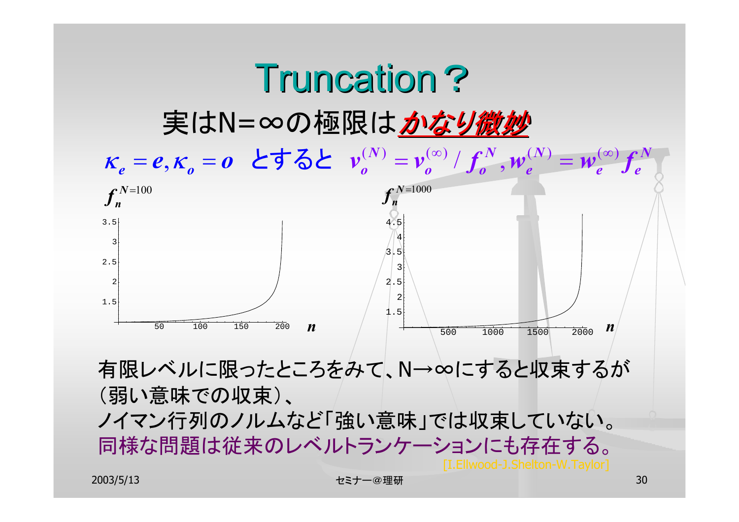# Truncation？

## 実はN=∞の極限は***かなり微妙***

$\kappa_e = e, \kappa_o = o$ とすると $v_o^{(N)} = v_o^{(\infty)} / f_o^N, w_e^{(N)} = w_e^{(\infty)} f_e^N$

$f_n^{N=100}$

3.5
3
2.5
2
1.5
50
100
150
200
$n$

$f_n^{N=1000}$

4.5
4
3.5
3
2.5
2
1.5
500
1000
1500
2000
$n$

有限レベルに限ったところをみて、N→∞にすると収束するが（弱い意味での収束）、
ノイマン行列のノルムなど「強い意味」では収束していない。
同様な問題は従来のレベルトランケーションにも存在する。

[I.Ellwood-J.Shelton-W.Taylor]

2003/5/13 セミナー＠理研